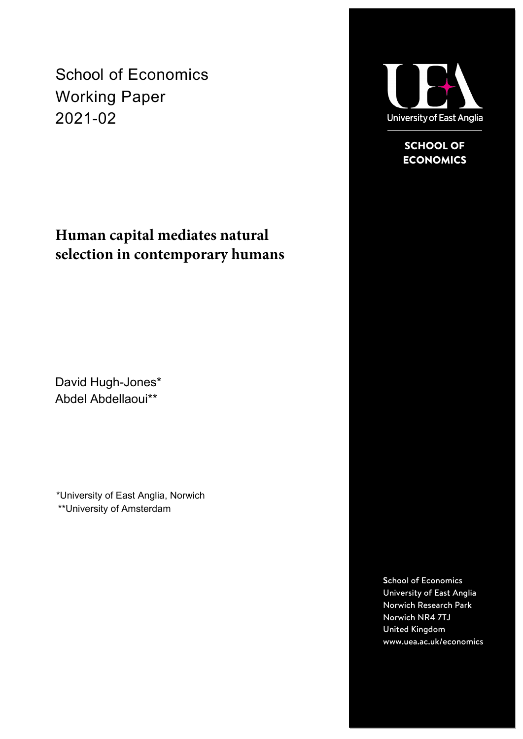School of Economics
Working Paper
2021-02

University of East Anglia

**SCHOOL OF ECONOMICS**

# Human capital mediates natural selection in contemporary humans

David Hugh-Jones*
Abdel Abdellaoui**

*University of East Anglia, Norwich
**University of Amsterdam

School of Economics
University of East Anglia
Norwich Research Park
Norwich NR4 7TJ
United Kingdom
www.uea.ac.uk/economics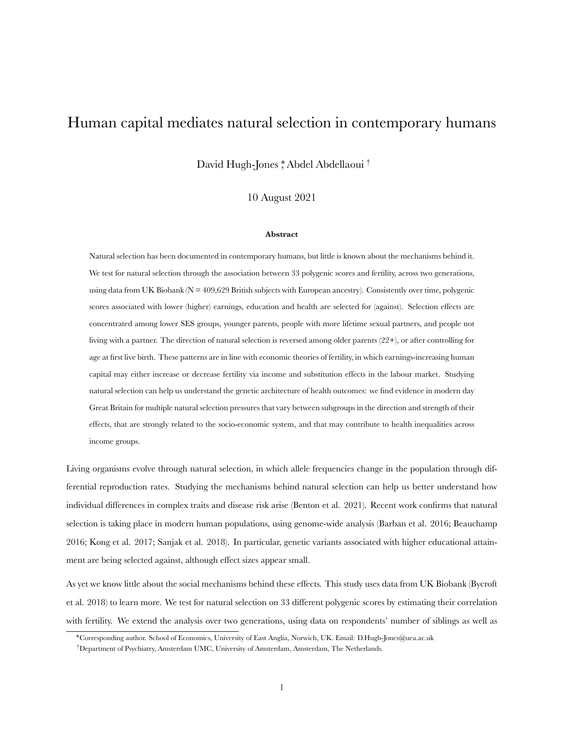# Human capital mediates natural selection in contemporary humans

David Hugh-Jones [*], Abdel Abdellaoui [†]

10 August 2021

**Abstract**

Natural selection has been documented in contemporary humans, but little is known about the mechanisms behind it. We test for natural selection through the association between 33 polygenic scores and fertility, across two generations, using data from UK Biobank (N = 409,629 British subjects with European ancestry). Consistently over time, polygenic scores associated with lower (higher) earnings, education and health are selected for (against). Selection effects are concentrated among lower SES groups, younger parents, people with more lifetime sexual partners, and people not living with a partner. The direction of natural selection is reversed among older parents (22+), or after controlling for age at first live birth. These patterns are in line with economic theories of fertility, in which earnings-increasing human capital may either increase or decrease fertility via income and substitution effects in the labour market. Studying natural selection can help us understand the genetic architecture of health outcomes: we find evidence in modern day Great Britain for multiple natural selection pressures that vary between subgroups in the direction and strength of their effects, that are strongly related to the socio-economic system, and that may contribute to health inequalities across income groups.

Living organisms evolve through natural selection, in which allele frequencies change in the population through differential reproduction rates. Studying the mechanisms behind natural selection can help us better understand how individual differences in complex traits and disease risk arise (Benton et al. 2021). Recent work confirms that natural selection is taking place in modern human populations, using genome-wide analysis (Barban et al. 2016; Beauchamp 2016; Kong et al. 2017; Sanjak et al. 2018). In particular, genetic variants associated with higher educational attainment are being selected against, although effect sizes appear small.

As yet we know little about the social mechanisms behind these effects. This study uses data from UK Biobank (Bycroft et al. 2018) to learn more. We test for natural selection on 33 different polygenic scores by estimating their correlation with fertility. We extend the analysis over two generations, using data on respondents' number of siblings as well as

[*] Corresponding author. School of Economics, University of East Anglia, Norwich, UK. Email: D.Hugh-Jones@uea.ac.uk

[†] Department of Psychiatry, Amsterdam UMC, University of Amsterdam, Amsterdam, The Netherlands.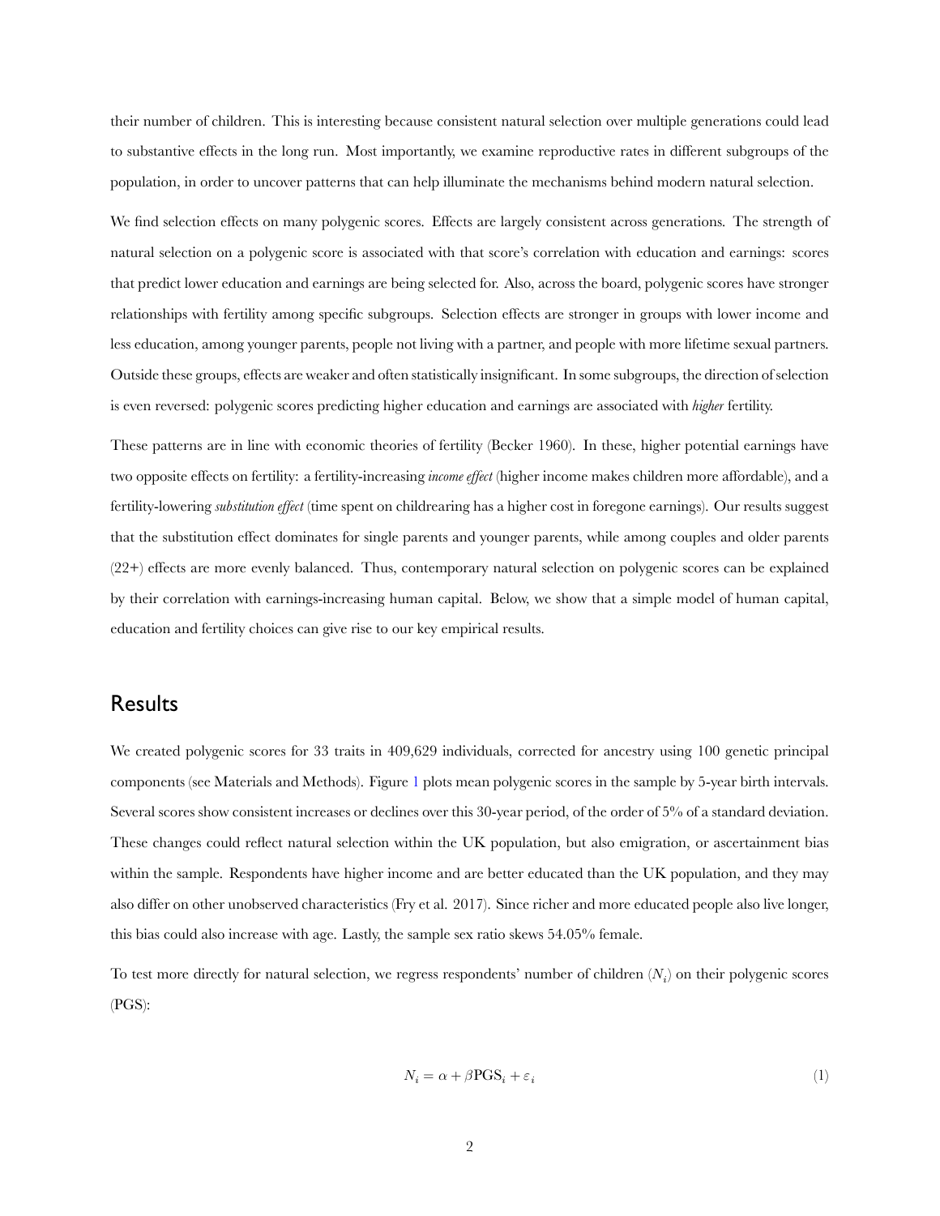their number of children. This is interesting because consistent natural selection over multiple generations could lead to substantive effects in the long run. Most importantly, we examine reproductive rates in different subgroups of the population, in order to uncover patterns that can help illuminate the mechanisms behind modern natural selection.

We find selection effects on many polygenic scores. Effects are largely consistent across generations. The strength of natural selection on a polygenic score is associated with that score's correlation with education and earnings: scores that predict lower education and earnings are being selected for. Also, across the board, polygenic scores have stronger relationships with fertility among specific subgroups. Selection effects are stronger in groups with lower income and less education, among younger parents, people not living with a partner, and people with more lifetime sexual partners. Outside these groups, effects are weaker and often statistically insignificant. In some subgroups, the direction of selection is even reversed: polygenic scores predicting higher education and earnings are associated with *higher* fertility.

These patterns are in line with economic theories of fertility (Becker 1960). In these, higher potential earnings have two opposite effects on fertility: a fertility-increasing *income effect* (higher income makes children more affordable), and a fertility-lowering *substitution effect* (time spent on childrearing has a higher cost in foregone earnings). Our results suggest that the substitution effect dominates for single parents and younger parents, while among couples and older parents (22+) effects are more evenly balanced. Thus, contemporary natural selection on polygenic scores can be explained by their correlation with earnings-increasing human capital. Below, we show that a simple model of human capital, education and fertility choices can give rise to our key empirical results.

## Results

We created polygenic scores for 33 traits in 409,629 individuals, corrected for ancestry using 100 genetic principal components (see Materials and Methods). Figure 1 plots mean polygenic scores in the sample by 5-year birth intervals. Several scores show consistent increases or declines over this 30-year period, of the order of 5% of a standard deviation. These changes could reflect natural selection within the UK population, but also emigration, or ascertainment bias within the sample. Respondents have higher income and are better educated than the UK population, and they may also differ on other unobserved characteristics (Fry et al. 2017). Since richer and more educated people also live longer, this bias could also increase with age. Lastly, the sample sex ratio skews 54.05% female.

To test more directly for natural selection, we regress respondents' number of children ($N_i$) on their polygenic scores (PGS):

$$N_i = \alpha + \beta \text{PGS}_i + \varepsilon_i \tag{1}$$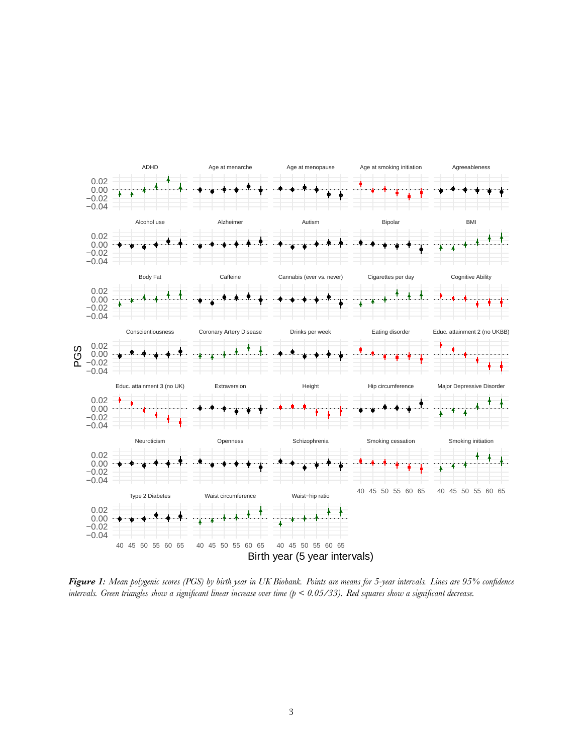***Figure 1:*** *Mean polygenic scores (PGS) by birth year in UK Biobank. Points are means for 5-year intervals. Lines are 95% confidence intervals. Green triangles show a significant linear increase over time ($p$ < 0.05/33). Red squares show a significant decrease.*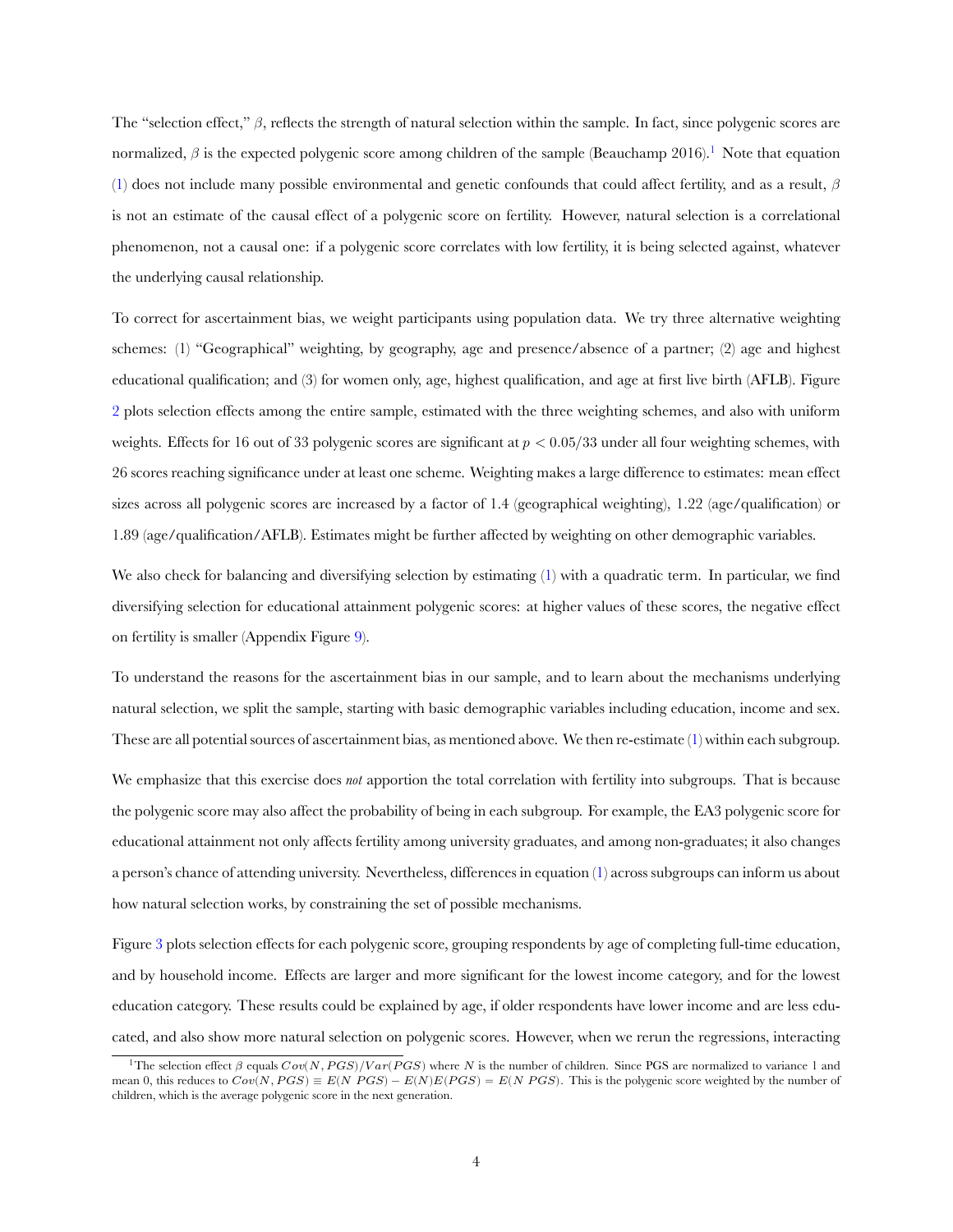The "selection effect," $\beta$, reflects the strength of natural selection within the sample. In fact, since polygenic scores are normalized, $\beta$ is the expected polygenic score among children of the sample (Beauchamp 2016).[1] Note that equation (1) does not include many possible environmental and genetic confounds that could affect fertility, and as a result, $\beta$ is not an estimate of the causal effect of a polygenic score on fertility. However, natural selection is a correlational phenomenon, not a causal one: if a polygenic score correlates with low fertility, it is being selected against, whatever the underlying causal relationship.

To correct for ascertainment bias, we weight participants using population data. We try three alternative weighting schemes: (1) "Geographical" weighting, by geography, age and presence/absence of a partner; (2) age and highest educational qualification; and (3) for women only, age, highest qualification, and age at first live birth (AFLB). Figure 2 plots selection effects among the entire sample, estimated with the three weighting schemes, and also with uniform weights. Effects for 16 out of 33 polygenic scores are significant at $p < 0.05/33$ under all four weighting schemes, with 26 scores reaching significance under at least one scheme. Weighting makes a large difference to estimates: mean effect sizes across all polygenic scores are increased by a factor of 1.4 (geographical weighting), 1.22 (age/qualification) or 1.89 (age/qualification/AFLB). Estimates might be further affected by weighting on other demographic variables.

We also check for balancing and diversifying selection by estimating (1) with a quadratic term. In particular, we find diversifying selection for educational attainment polygenic scores: at higher values of these scores, the negative effect on fertility is smaller (Appendix Figure 9).

To understand the reasons for the ascertainment bias in our sample, and to learn about the mechanisms underlying natural selection, we split the sample, starting with basic demographic variables including education, income and sex. These are all potential sources of ascertainment bias, as mentioned above. We then re-estimate (1) within each subgroup.

We emphasize that this exercise does *not* apportion the total correlation with fertility into subgroups. That is because the polygenic score may also affect the probability of being in each subgroup. For example, the EA3 polygenic score for educational attainment not only affects fertility among university graduates, and among non-graduates; it also changes a person's chance of attending university. Nevertheless, differences in equation (1) across subgroups can inform us about how natural selection works, by constraining the set of possible mechanisms.

Figure 3 plots selection effects for each polygenic score, grouping respondents by age of completing full-time education, and by household income. Effects are larger and more significant for the lowest income category, and for the lowest education category. These results could be explained by age, if older respondents have lower income and are less educated, and also show more natural selection on polygenic scores. However, when we rerun the regressions, interacting

[1] The selection effect $\beta$ equals $Cov(N, PGS)/Var(PGS)$ where $N$ is the number of children. Since PGS are normalized to variance 1 and mean 0, this reduces to $Cov(N, PGS) \equiv E(N\ PGS) - E(N)E(PGS) = E(N\ PGS)$. This is the polygenic score weighted by the number of children, which is the average polygenic score in the next generation.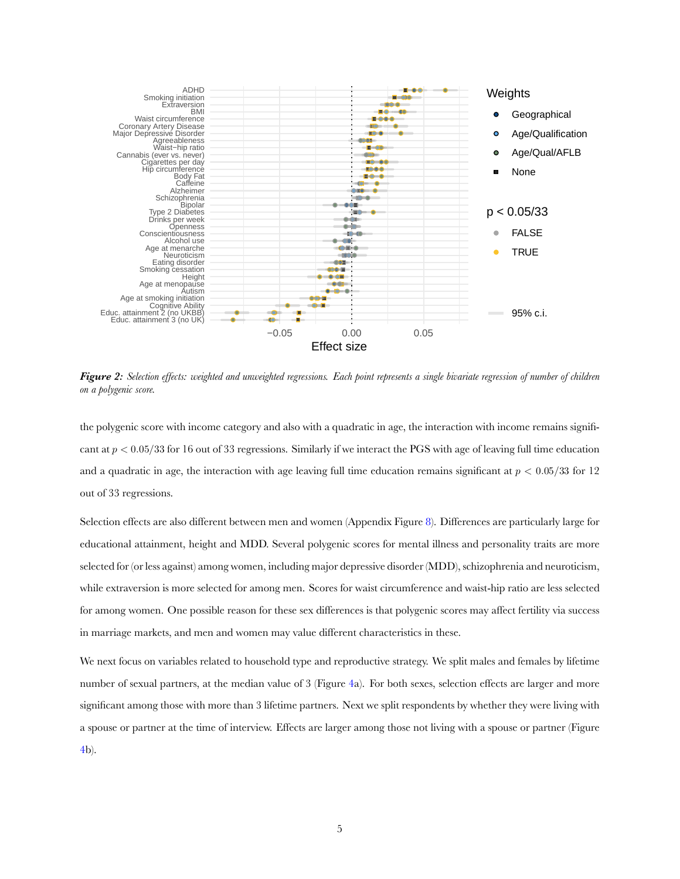*Figure 2: Selection effects: weighted and unweighted regressions. Each point represents a single bivariate regression of number of children on a polygenic score.*

the polygenic score with income category and also with a quadratic in age, the interaction with income remains significant at $p < 0.05/33$ for 16 out of 33 regressions. Similarly if we interact the PGS with age of leaving full time education and a quadratic in age, the interaction with age leaving full time education remains significant at $p < 0.05/33$ for 12 out of 33 regressions.

Selection effects are also different between men and women (Appendix Figure 8). Differences are particularly large for educational attainment, height and MDD. Several polygenic scores for mental illness and personality traits are more selected for (or less against) among women, including major depressive disorder (MDD), schizophrenia and neuroticism, while extraversion is more selected for among men. Scores for waist circumference and waist-hip ratio are less selected for among women. One possible reason for these sex differences is that polygenic scores may affect fertility via success in marriage markets, and men and women may value different characteristics in these.

We next focus on variables related to household type and reproductive strategy. We split males and females by lifetime number of sexual partners, at the median value of 3 (Figure 4a). For both sexes, selection effects are larger and more significant among those with more than 3 lifetime partners. Next we split respondents by whether they were living with a spouse or partner at the time of interview. Effects are larger among those not living with a spouse or partner (Figure 4b).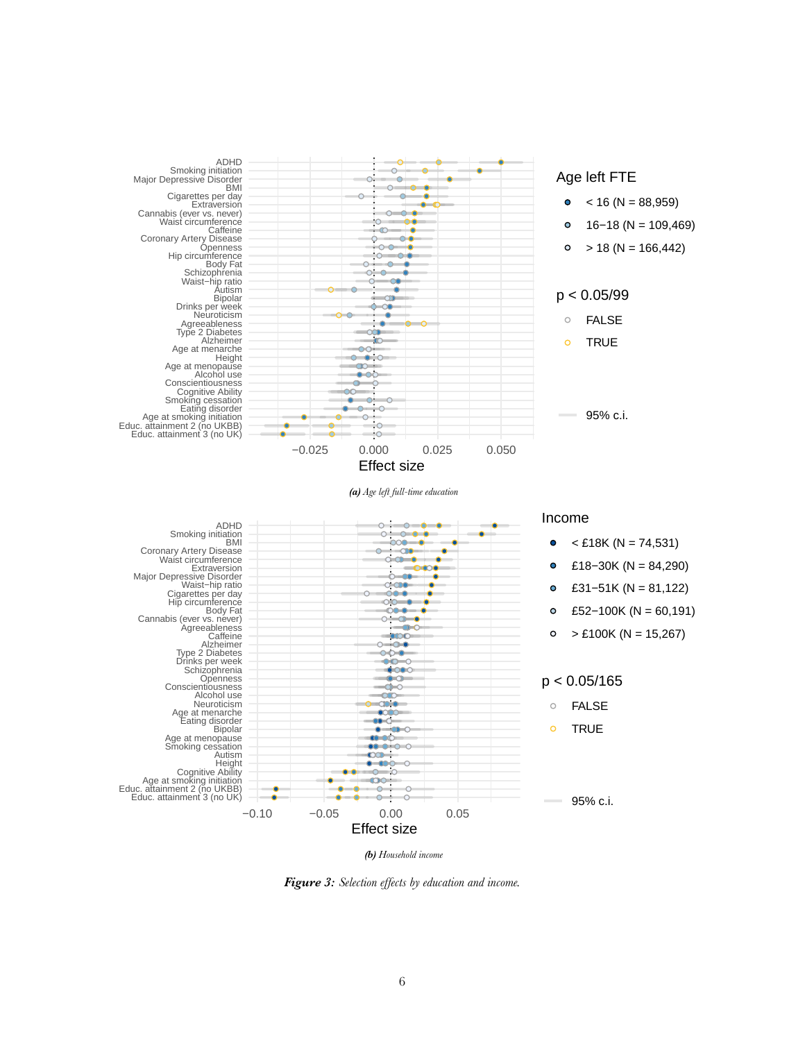*(a) Age left full-time education*

*(b) Household income*

***Figure 3:*** *Selection effects by education and income.*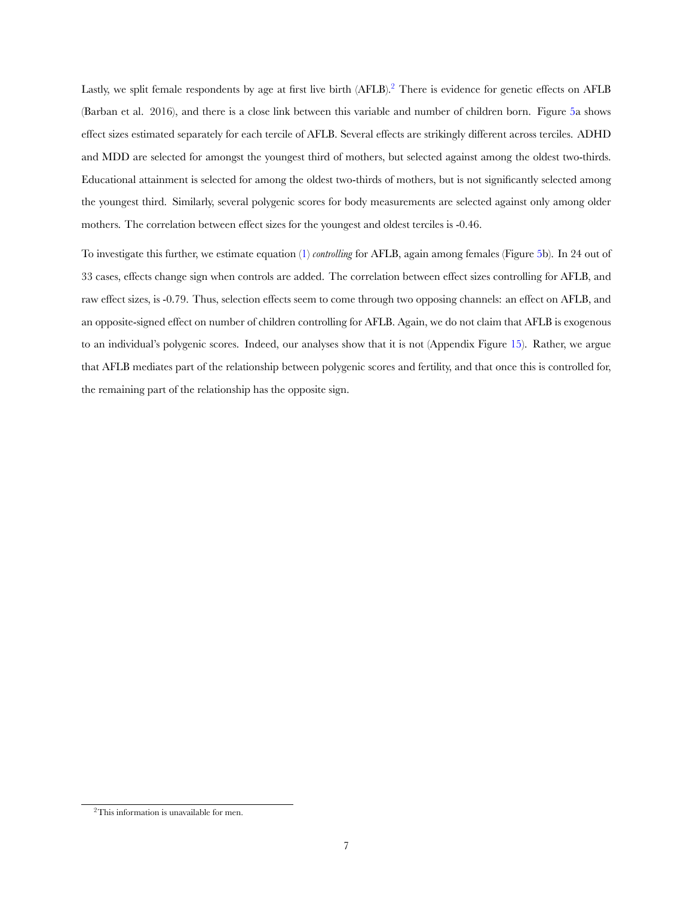Lastly, we split female respondents by age at first live birth (AFLB).[2] There is evidence for genetic effects on AFLB (Barban et al. 2016), and there is a close link between this variable and number of children born. Figure 5a shows effect sizes estimated separately for each tercile of AFLB. Several effects are strikingly different across terciles. ADHD and MDD are selected for amongst the youngest third of mothers, but selected against among the oldest two-thirds. Educational attainment is selected for among the oldest two-thirds of mothers, but is not significantly selected among the youngest third. Similarly, several polygenic scores for body measurements are selected against only among older mothers. The correlation between effect sizes for the youngest and oldest terciles is -0.46.

To investigate this further, we estimate equation (1) *controlling* for AFLB, again among females (Figure 5b). In 24 out of 33 cases, effects change sign when controls are added. The correlation between effect sizes controlling for AFLB, and raw effect sizes, is -0.79. Thus, selection effects seem to come through two opposing channels: an effect on AFLB, and an opposite-signed effect on number of children controlling for AFLB. Again, we do not claim that AFLB is exogenous to an individual's polygenic scores. Indeed, our analyses show that it is not (Appendix Figure 15). Rather, we argue that AFLB mediates part of the relationship between polygenic scores and fertility, and that once this is controlled for, the remaining part of the relationship has the opposite sign.

[2] This information is unavailable for men.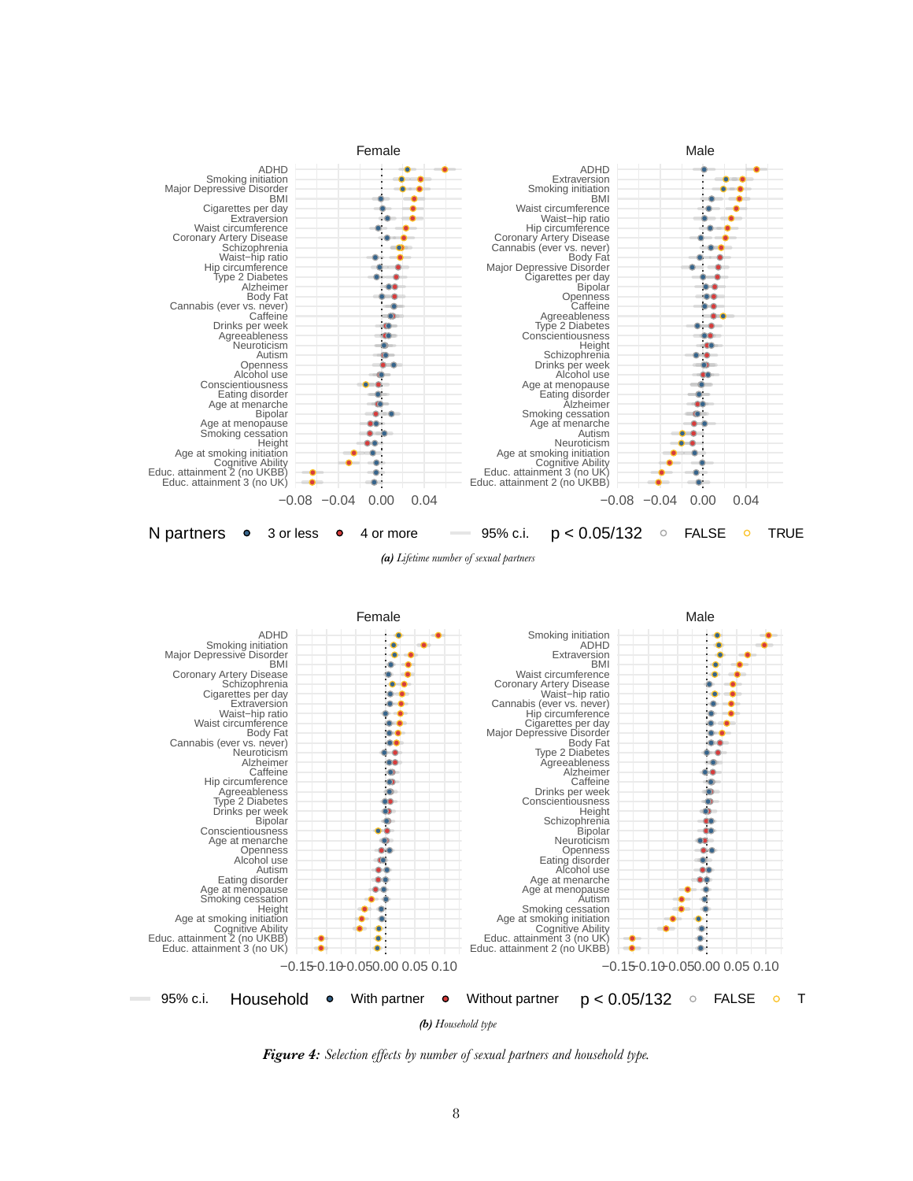*(a) Lifetime number of sexual partners*

*(b) Household type*

***Figure 4:*** *Selection effects by number of sexual partners and household type.*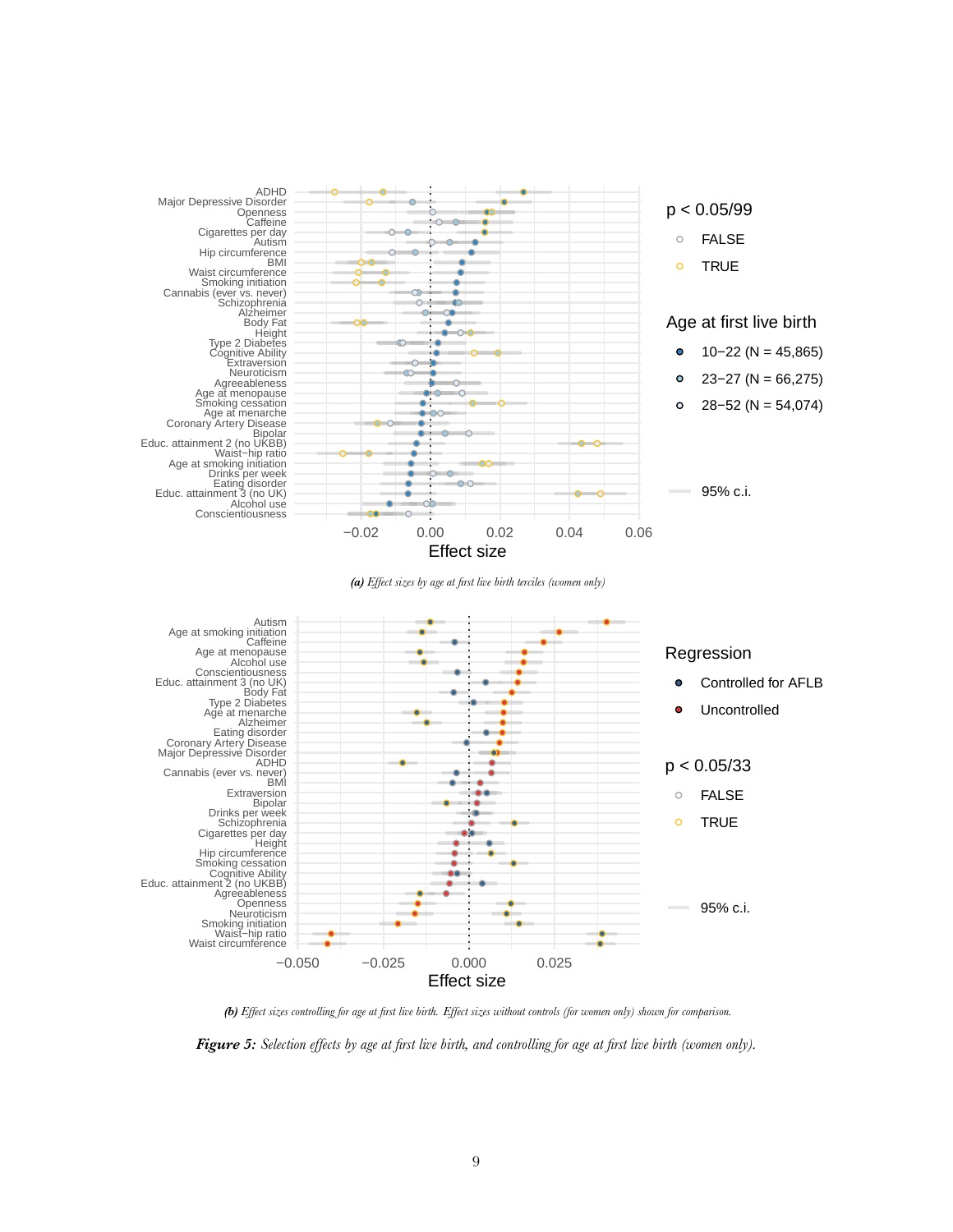*(a) Effect sizes by age at first live birth terciles (women only)*

*(b) Effect sizes controlling for age at first live birth. Effect sizes without controls (for women only) shown for comparison.*

***Figure 5:*** *Selection effects by age at first live birth, and controlling for age at first live birth (women only).*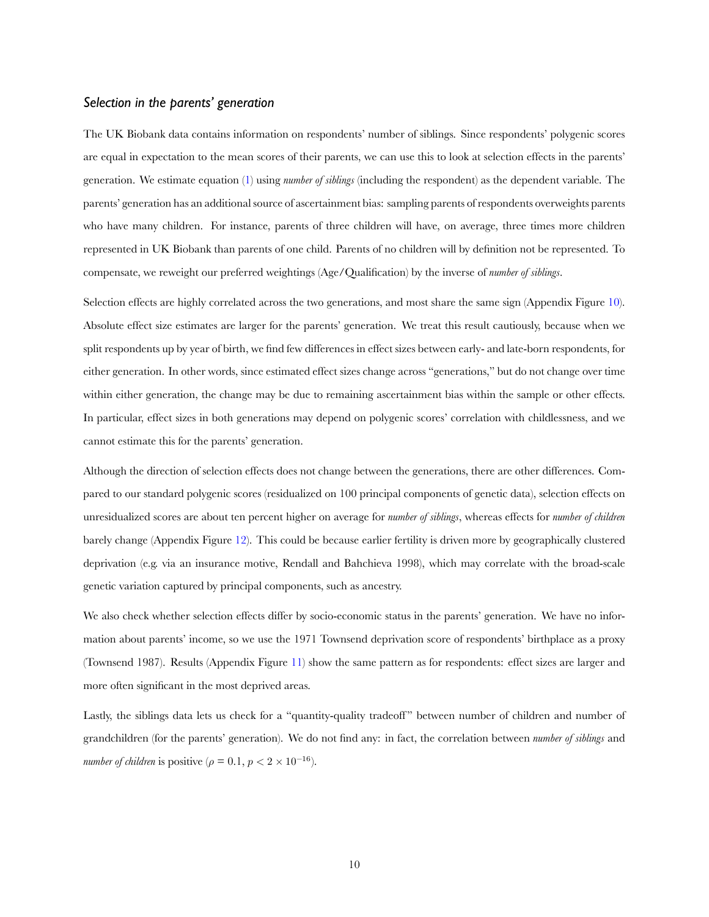### *Selection in the parents' generation*

The UK Biobank data contains information on respondents' number of siblings. Since respondents' polygenic scores are equal in expectation to the mean scores of their parents, we can use this to look at selection effects in the parents' generation. We estimate equation (1) using *number of siblings* (including the respondent) as the dependent variable. The parents' generation has an additional source of ascertainment bias: sampling parents of respondents overweights parents who have many children. For instance, parents of three children will have, on average, three times more children represented in UK Biobank than parents of one child. Parents of no children will by definition not be represented. To compensate, we reweight our preferred weightings (Age/Qualification) by the inverse of *number of siblings*.

Selection effects are highly correlated across the two generations, and most share the same sign (Appendix Figure 10). Absolute effect size estimates are larger for the parents' generation. We treat this result cautiously, because when we split respondents up by year of birth, we find few differences in effect sizes between early- and late-born respondents, for either generation. In other words, since estimated effect sizes change across "generations," but do not change over time within either generation, the change may be due to remaining ascertainment bias within the sample or other effects. In particular, effect sizes in both generations may depend on polygenic scores' correlation with childlessness, and we cannot estimate this for the parents' generation.

Although the direction of selection effects does not change between the generations, there are other differences. Compared to our standard polygenic scores (residualized on 100 principal components of genetic data), selection effects on unresidualized scores are about ten percent higher on average for *number of siblings*, whereas effects for *number of children* barely change (Appendix Figure 12). This could be because earlier fertility is driven more by geographically clustered deprivation (e.g. via an insurance motive, Rendall and Bahchieva 1998), which may correlate with the broad-scale genetic variation captured by principal components, such as ancestry.

We also check whether selection effects differ by socio-economic status in the parents' generation. We have no information about parents' income, so we use the 1971 Townsend deprivation score of respondents' birthplace as a proxy (Townsend 1987). Results (Appendix Figure 11) show the same pattern as for respondents: effect sizes are larger and more often significant in the most deprived areas.

Lastly, the siblings data lets us check for a "quantity-quality tradeoff" between number of children and number of grandchildren (for the parents' generation). We do not find any: in fact, the correlation between *number of siblings* and *number of children* is positive ($\rho = 0.1$, $p < 2 \times 10^{-16}$).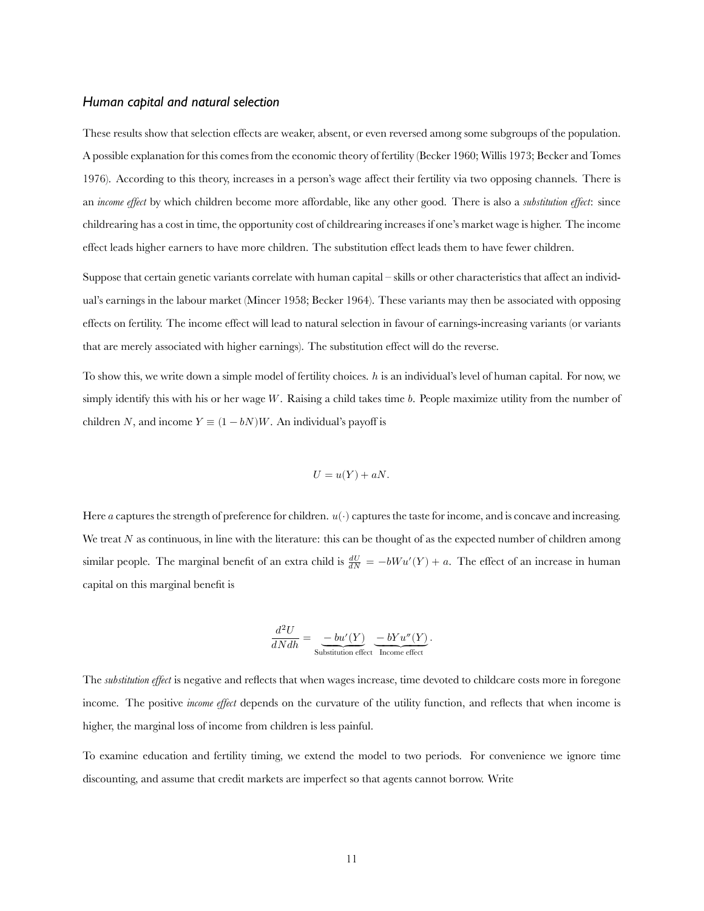### *Human capital and natural selection*

These results show that selection effects are weaker, absent, or even reversed among some subgroups of the population. A possible explanation for this comes from the economic theory of fertility (Becker 1960; Willis 1973; Becker and Tomes 1976). According to this theory, increases in a person's wage affect their fertility via two opposing channels. There is an *income effect* by which children become more affordable, like any other good. There is also a *substitution effect*: since childrearing has a cost in time, the opportunity cost of childrearing increases if one's market wage is higher. The income effect leads higher earners to have more children. The substitution effect leads them to have fewer children.

Suppose that certain genetic variants correlate with human capital – skills or other characteristics that affect an individual's earnings in the labour market (Mincer 1958; Becker 1964). These variants may then be associated with opposing effects on fertility. The income effect will lead to natural selection in favour of earnings-increasing variants (or variants that are merely associated with higher earnings). The substitution effect will do the reverse.

To show this, we write down a simple model of fertility choices. $h$ is an individual's level of human capital. For now, we simply identify this with his or her wage $W$. Raising a child takes time $b$. People maximize utility from the number of children $N$, and income $Y \equiv (1 - bN)W$. An individual's payoff is

$$U = u(Y) + aN.$$

Here $a$ captures the strength of preference for children. $u(\cdot)$ captures the taste for income, and is concave and increasing. We treat $N$ as continuous, in line with the literature: this can be thought of as the expected number of children among similar people. The marginal benefit of an extra child is $\frac{dU}{dN} = -bWu'(Y) + a$. The effect of an increase in human capital on this marginal benefit is

$$\frac{d^2U}{dNdh} = \underbrace{-bu'(Y)}_{\text{Substitution effect}} \underbrace{-bYu''(Y)}_{\text{Income effect}}.$$

The *substitution effect* is negative and reflects that when wages increase, time devoted to childcare costs more in foregone income. The positive *income effect* depends on the curvature of the utility function, and reflects that when income is higher, the marginal loss of income from children is less painful.

To examine education and fertility timing, we extend the model to two periods. For convenience we ignore time discounting, and assume that credit markets are imperfect so that agents cannot borrow. Write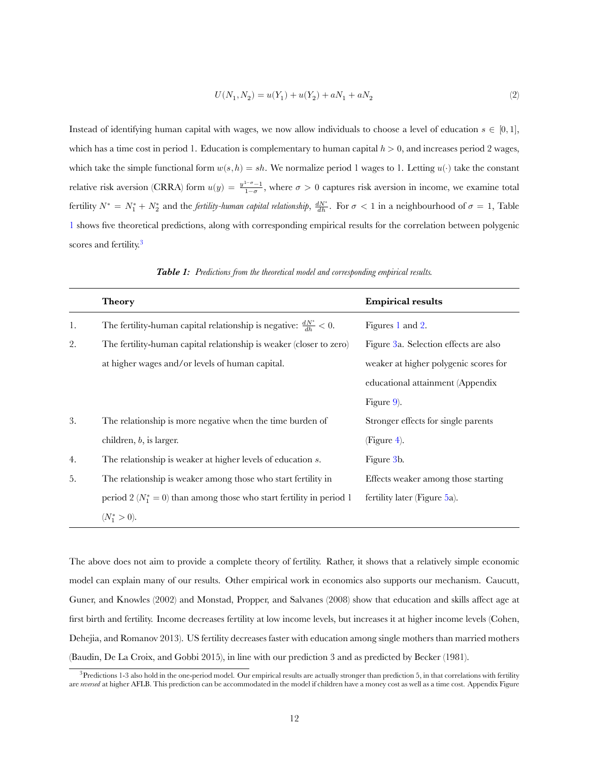$$U(N_1, N_2) = u(Y_1) + u(Y_2) + aN_1 + aN_2 \tag{2}$$

Instead of identifying human capital with wages, we now allow individuals to choose a level of education $s \in [0, 1]$, which has a time cost in period 1. Education is complementary to human capital $h > 0$, and increases period 2 wages, which take the simple functional form $w(s, h) = sh$. We normalize period 1 wages to 1. Letting $u(\cdot)$ take the constant relative risk aversion (CRRA) form $u(y) = \frac{y^{1-\sigma}-1}{1-\sigma}$, where $\sigma > 0$ captures risk aversion in income, we examine total fertility $N^* = N_1^* + N_2^*$ and the *fertility-human capital relationship*, $\frac{dN^*}{dh}$. For $\sigma < 1$ in a neighbourhood of $\sigma = 1$, Table 1 shows five theoretical predictions, along with corresponding empirical results for the correlation between polygenic scores and fertility.[3]

***Table 1:*** *Predictions from the theoretical model and corresponding empirical results.*

| | **Theory** | **Empirical results** |
|---|---|---|
| 1. | The fertility-human capital relationship is negative: $\frac{dN^*}{dh} < 0$. | Figures 1 and 2. |
| 2. | The fertility-human capital relationship is weaker (closer to zero) at higher wages and/or levels of human capital. | Figure 3a. Selection effects are also weaker at higher polygenic scores for educational attainment (Appendix Figure 9). |
| 3. | The relationship is more negative when the time burden of children, $b$, is larger. | Stronger effects for single parents (Figure 4). |
| 4. | The relationship is weaker at higher levels of education $s$. | Figure 3b. |
| 5. | The relationship is weaker among those who start fertility in period 2 ($N_1^* = 0$) than among those who start fertility in period 1 ($N_1^* > 0$). | Effects weaker among those starting fertility later (Figure 5a). |

The above does not aim to provide a complete theory of fertility. Rather, it shows that a relatively simple economic model can explain many of our results. Other empirical work in economics also supports our mechanism. Caucutt, Guner, and Knowles (2002) and Monstad, Propper, and Salvanes (2008) show that education and skills affect age at first birth and fertility. Income decreases fertility at low income levels, but increases it at higher income levels (Cohen, Dehejia, and Romanov 2013). US fertility decreases faster with education among single mothers than married mothers (Baudin, De La Croix, and Gobbi 2015), in line with our prediction 3 and as predicted by Becker (1981).

[3] Predictions 1-3 also hold in the one-period model. Our empirical results are actually stronger than prediction 5, in that correlations with fertility are *reversed* at higher AFLB. This prediction can be accommodated in the model if children have a money cost as well as a time cost. Appendix Figure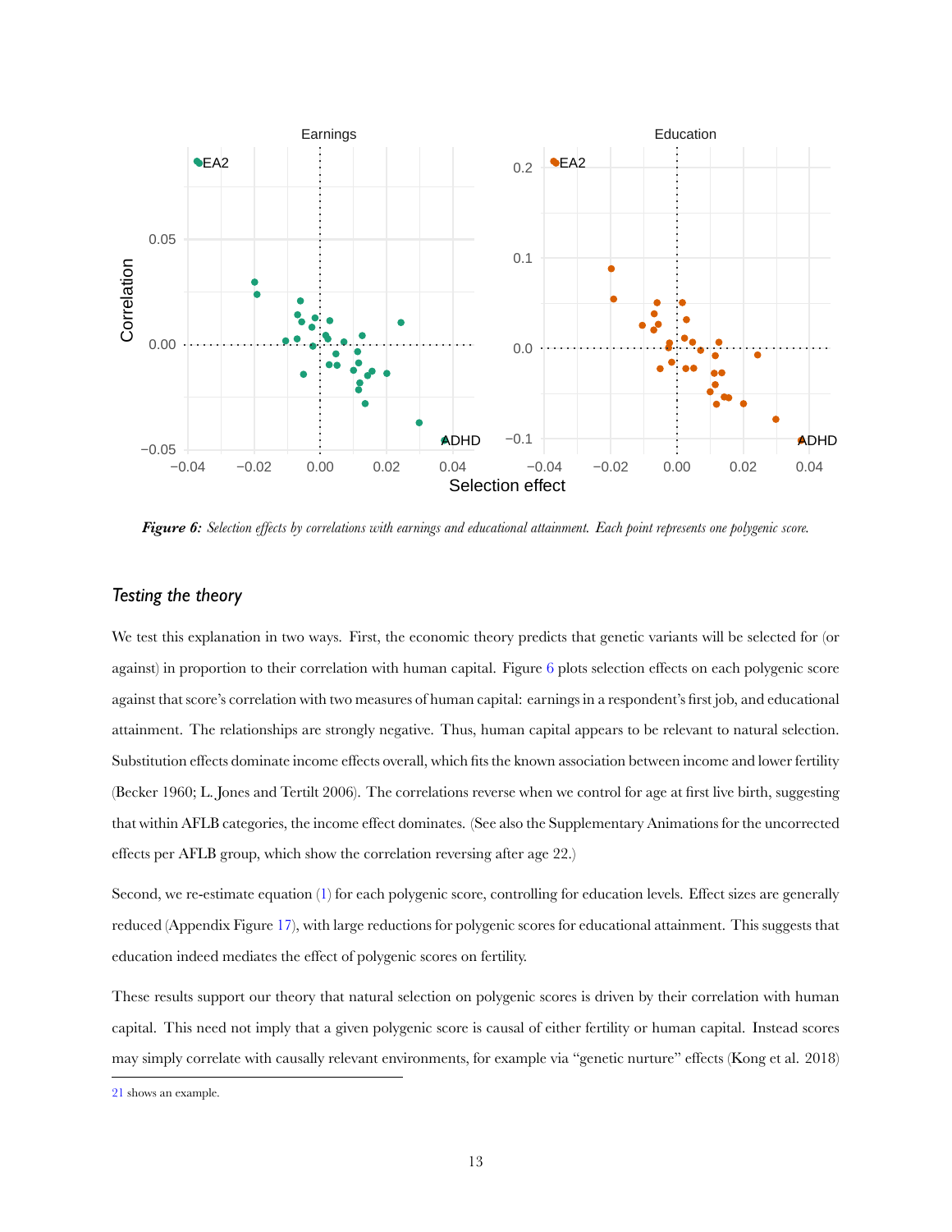*Figure 6: Selection effects by correlations with earnings and educational attainment. Each point represents one polygenic score.*

### Testing the theory

We test this explanation in two ways. First, the economic theory predicts that genetic variants will be selected for (or against) in proportion to their correlation with human capital. Figure 6 plots selection effects on each polygenic score against that score's correlation with two measures of human capital: earnings in a respondent's first job, and educational attainment. The relationships are strongly negative. Thus, human capital appears to be relevant to natural selection. Substitution effects dominate income effects overall, which fits the known association between income and lower fertility (Becker 1960; L. Jones and Tertilt 2006). The correlations reverse when we control for age at first live birth, suggesting that within AFLB categories, the income effect dominates. (See also the Supplementary Animations for the uncorrected effects per AFLB group, which show the correlation reversing after age 22.)

Second, we re-estimate equation (1) for each polygenic score, controlling for education levels. Effect sizes are generally reduced (Appendix Figure 17), with large reductions for polygenic scores for educational attainment. This suggests that education indeed mediates the effect of polygenic scores on fertility.

These results support our theory that natural selection on polygenic scores is driven by their correlation with human capital. This need not imply that a given polygenic score is causal of either fertility or human capital. Instead scores may simply correlate with causally relevant environments, for example via "genetic nurture" effects (Kong et al. 2018)

21 shows an example.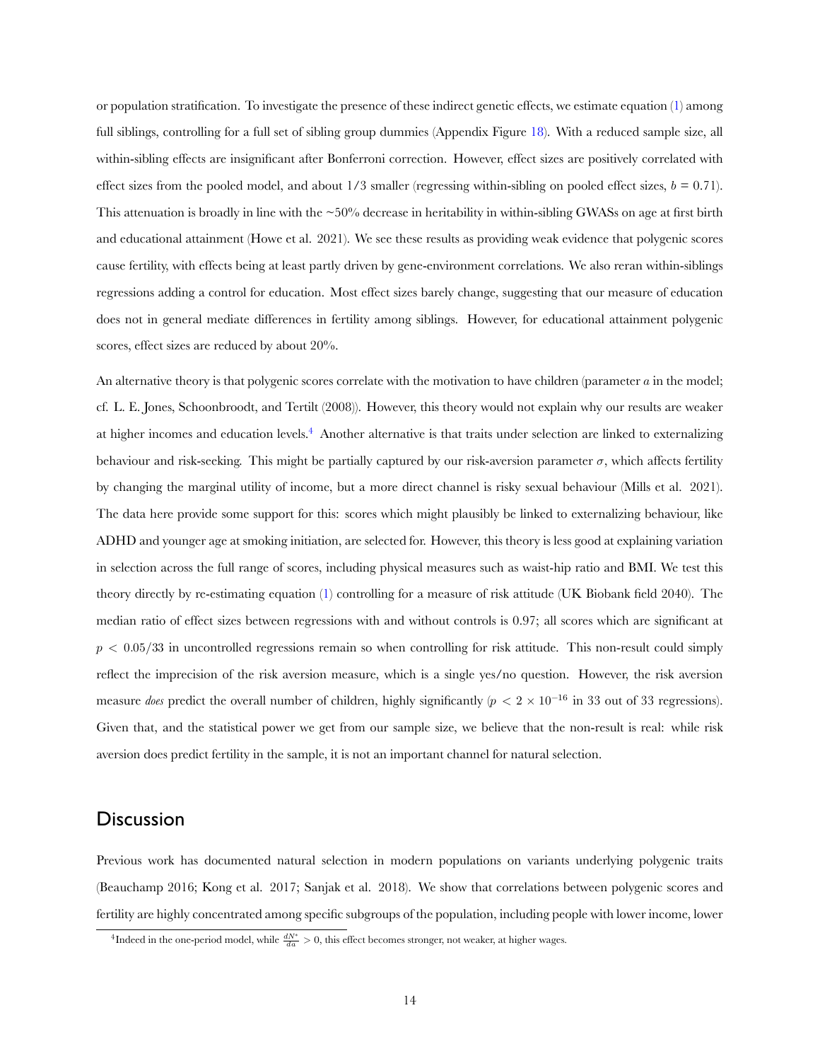or population stratification. To investigate the presence of these indirect genetic effects, we estimate equation (1) among full siblings, controlling for a full set of sibling group dummies (Appendix Figure 18). With a reduced sample size, all within-sibling effects are insignificant after Bonferroni correction. However, effect sizes are positively correlated with effect sizes from the pooled model, and about 1/3 smaller (regressing within-sibling on pooled effect sizes, $b = 0.71$). This attenuation is broadly in line with the ~50% decrease in heritability in within-sibling GWASs on age at first birth and educational attainment (Howe et al. 2021). We see these results as providing weak evidence that polygenic scores cause fertility, with effects being at least partly driven by gene-environment correlations. We also reran within-siblings regressions adding a control for education. Most effect sizes barely change, suggesting that our measure of education does not in general mediate differences in fertility among siblings. However, for educational attainment polygenic scores, effect sizes are reduced by about 20%.

An alternative theory is that polygenic scores correlate with the motivation to have children (parameter $a$ in the model; cf. L. E. Jones, Schoonbroodt, and Tertilt (2008)). However, this theory would not explain why our results are weaker at higher incomes and education levels.[4] Another alternative is that traits under selection are linked to externalizing behaviour and risk-seeking. This might be partially captured by our risk-aversion parameter $\sigma$, which affects fertility by changing the marginal utility of income, but a more direct channel is risky sexual behaviour (Mills et al. 2021). The data here provide some support for this: scores which might plausibly be linked to externalizing behaviour, like ADHD and younger age at smoking initiation, are selected for. However, this theory is less good at explaining variation in selection across the full range of scores, including physical measures such as waist-hip ratio and BMI. We test this theory directly by re-estimating equation (1) controlling for a measure of risk attitude (UK Biobank field 2040). The median ratio of effect sizes between regressions with and without controls is 0.97; all scores which are significant at $p < 0.05/33$ in uncontrolled regressions remain so when controlling for risk attitude. This non-result could simply reflect the imprecision of the risk aversion measure, which is a single yes/no question. However, the risk aversion measure *does* predict the overall number of children, highly significantly ($p < 2 \times 10^{-16}$ in 33 out of 33 regressions). Given that, and the statistical power we get from our sample size, we believe that the non-result is real: while risk aversion does predict fertility in the sample, it is not an important channel for natural selection.

## Discussion

Previous work has documented natural selection in modern populations on variants underlying polygenic traits (Beauchamp 2016; Kong et al. 2017; Sanjak et al. 2018). We show that correlations between polygenic scores and fertility are highly concentrated among specific subgroups of the population, including people with lower income, lower

[4] Indeed in the one-period model, while $\frac{dN^*}{da} > 0$, this effect becomes stronger, not weaker, at higher wages.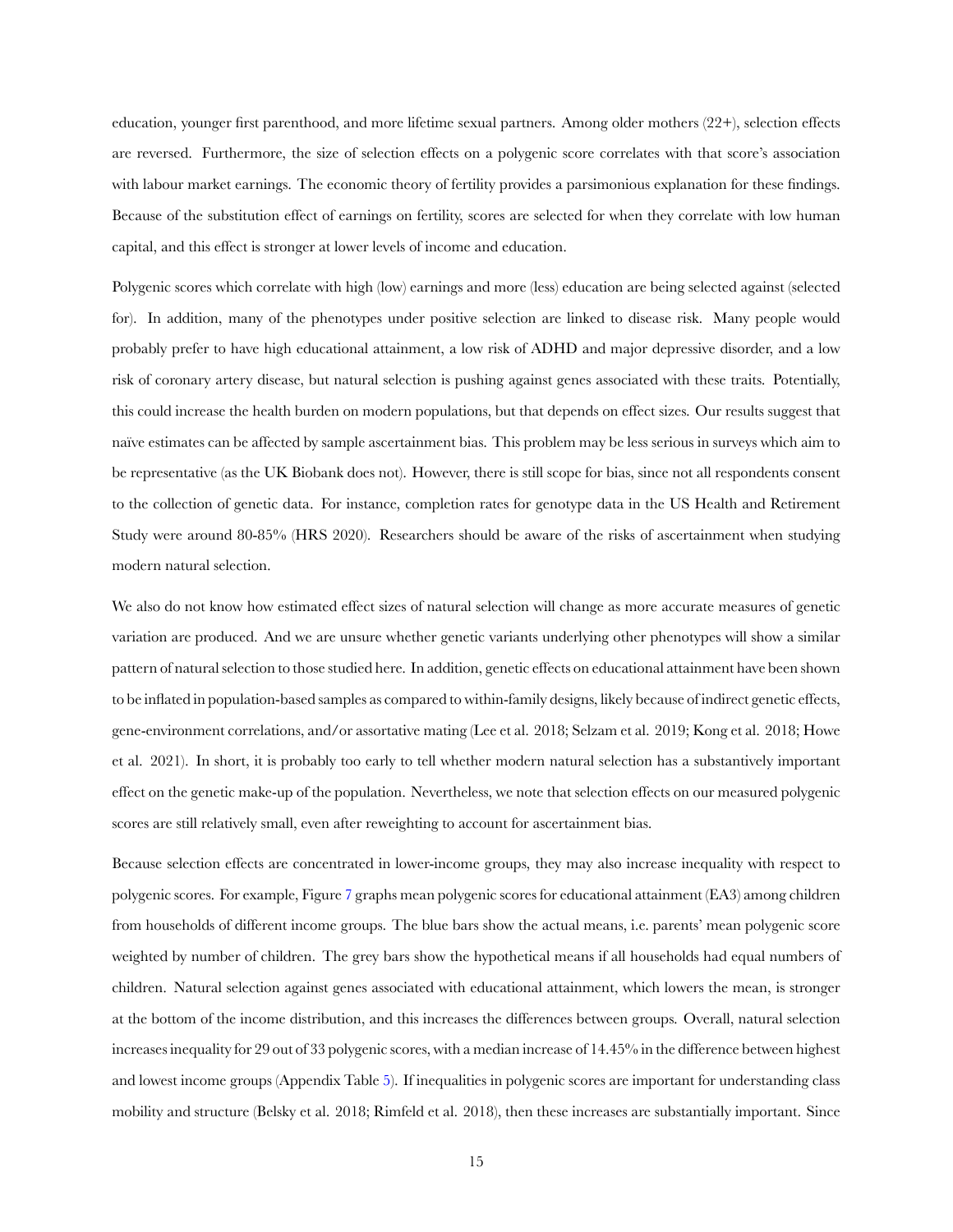education, younger first parenthood, and more lifetime sexual partners. Among older mothers (22+), selection effects are reversed. Furthermore, the size of selection effects on a polygenic score correlates with that score's association with labour market earnings. The economic theory of fertility provides a parsimonious explanation for these findings. Because of the substitution effect of earnings on fertility, scores are selected for when they correlate with low human capital, and this effect is stronger at lower levels of income and education.

Polygenic scores which correlate with high (low) earnings and more (less) education are being selected against (selected for). In addition, many of the phenotypes under positive selection are linked to disease risk. Many people would probably prefer to have high educational attainment, a low risk of ADHD and major depressive disorder, and a low risk of coronary artery disease, but natural selection is pushing against genes associated with these traits. Potentially, this could increase the health burden on modern populations, but that depends on effect sizes. Our results suggest that naïve estimates can be affected by sample ascertainment bias. This problem may be less serious in surveys which aim to be representative (as the UK Biobank does not). However, there is still scope for bias, since not all respondents consent to the collection of genetic data. For instance, completion rates for genotype data in the US Health and Retirement Study were around 80-85% (HRS 2020). Researchers should be aware of the risks of ascertainment when studying modern natural selection.

We also do not know how estimated effect sizes of natural selection will change as more accurate measures of genetic variation are produced. And we are unsure whether genetic variants underlying other phenotypes will show a similar pattern of natural selection to those studied here. In addition, genetic effects on educational attainment have been shown to be inflated in population-based samples as compared to within-family designs, likely because of indirect genetic effects, gene-environment correlations, and/or assortative mating (Lee et al. 2018; Selzam et al. 2019; Kong et al. 2018; Howe et al. 2021). In short, it is probably too early to tell whether modern natural selection has a substantively important effect on the genetic make-up of the population. Nevertheless, we note that selection effects on our measured polygenic scores are still relatively small, even after reweighting to account for ascertainment bias.

Because selection effects are concentrated in lower-income groups, they may also increase inequality with respect to polygenic scores. For example, Figure 7 graphs mean polygenic scores for educational attainment (EA3) among children from households of different income groups. The blue bars show the actual means, i.e. parents' mean polygenic score weighted by number of children. The grey bars show the hypothetical means if all households had equal numbers of children. Natural selection against genes associated with educational attainment, which lowers the mean, is stronger at the bottom of the income distribution, and this increases the differences between groups. Overall, natural selection increases inequality for 29 out of 33 polygenic scores, with a median increase of 14.45% in the difference between highest and lowest income groups (Appendix Table 5). If inequalities in polygenic scores are important for understanding class mobility and structure (Belsky et al. 2018; Rimfeld et al. 2018), then these increases are substantially important. Since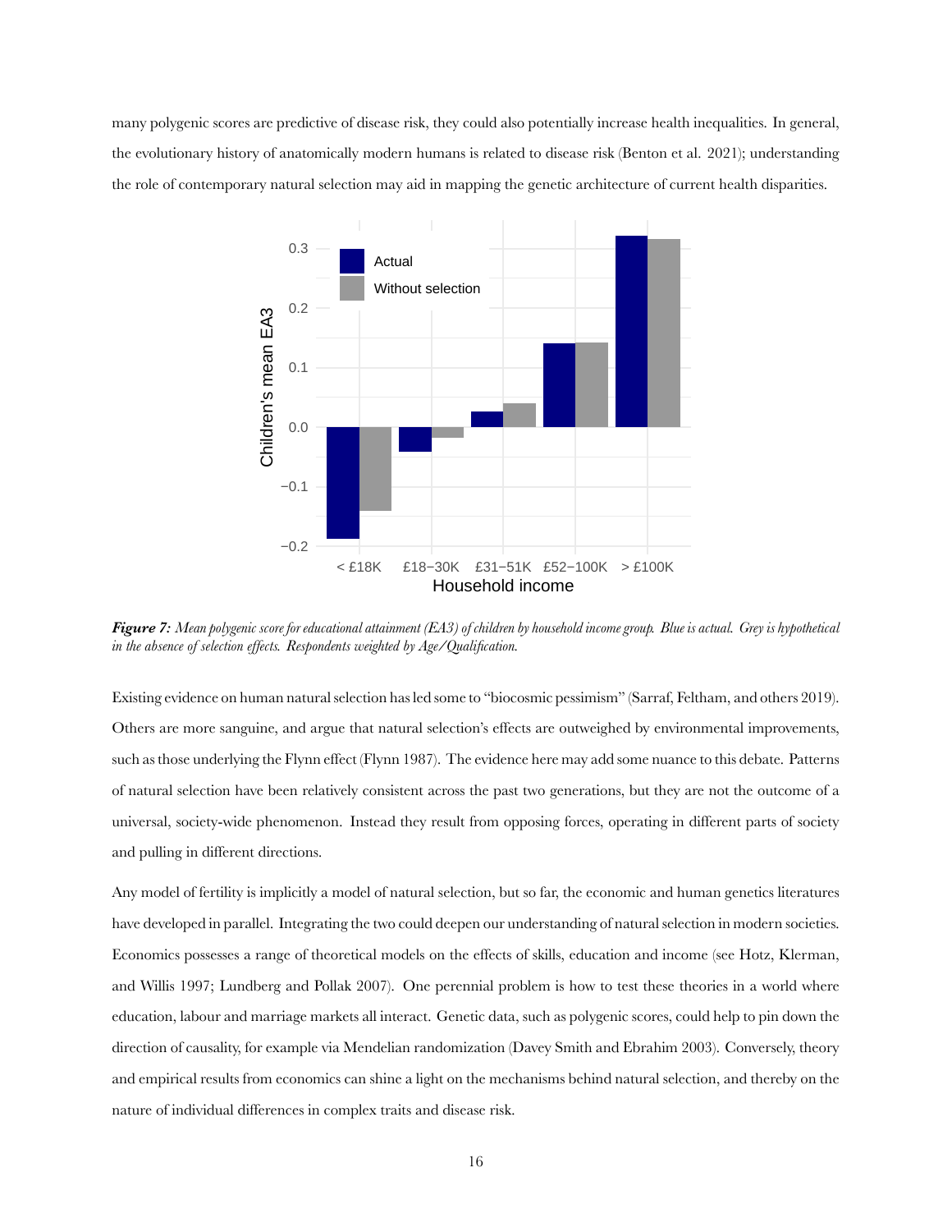many polygenic scores are predictive of disease risk, they could also potentially increase health inequalities. In general, the evolutionary history of anatomically modern humans is related to disease risk (Benton et al. 2021); understanding the role of contemporary natural selection may aid in mapping the genetic architecture of current health disparities.

***Figure 7:*** *Mean polygenic score for educational attainment (EA3) of children by household income group. Blue is actual. Grey is hypothetical in the absence of selection effects. Respondents weighted by Age/Qualification.*

Existing evidence on human natural selection has led some to "biocosmic pessimism" (Sarraf, Feltham, and others 2019). Others are more sanguine, and argue that natural selection's effects are outweighed by environmental improvements, such as those underlying the Flynn effect (Flynn 1987). The evidence here may add some nuance to this debate. Patterns of natural selection have been relatively consistent across the past two generations, but they are not the outcome of a universal, society-wide phenomenon. Instead they result from opposing forces, operating in different parts of society and pulling in different directions.

Any model of fertility is implicitly a model of natural selection, but so far, the economic and human genetics literatures have developed in parallel. Integrating the two could deepen our understanding of natural selection in modern societies. Economics possesses a range of theoretical models on the effects of skills, education and income (see Hotz, Klerman, and Willis 1997; Lundberg and Pollak 2007). One perennial problem is how to test these theories in a world where education, labour and marriage markets all interact. Genetic data, such as polygenic scores, could help to pin down the direction of causality, for example via Mendelian randomization (Davey Smith and Ebrahim 2003). Conversely, theory and empirical results from economics can shine a light on the mechanisms behind natural selection, and thereby on the nature of individual differences in complex traits and disease risk.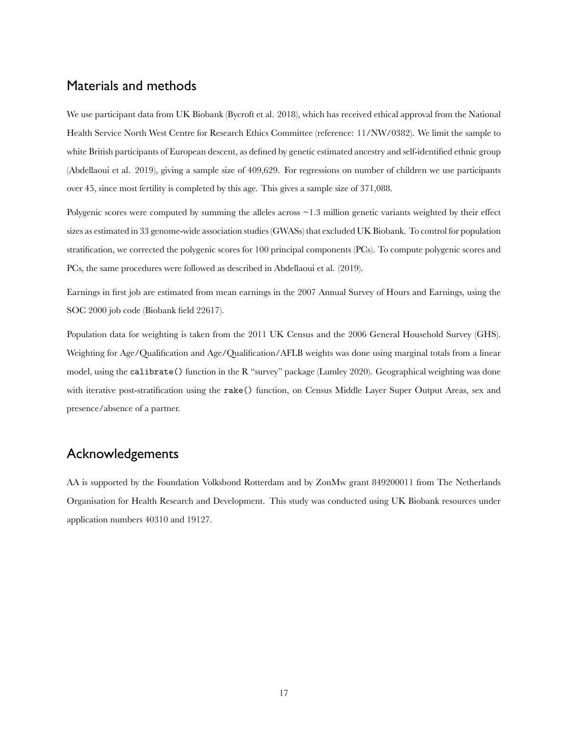## Materials and methods

We use participant data from UK Biobank (Bycroft et al. 2018), which has received ethical approval from the National Health Service North West Centre for Research Ethics Committee (reference: 11/NW/0382). We limit the sample to white British participants of European descent, as defined by genetic estimated ancestry and self-identified ethnic group (Abdellaoui et al. 2019), giving a sample size of 409,629. For regressions on number of children we use participants over 45, since most fertility is completed by this age. This gives a sample size of 371,088.

Polygenic scores were computed by summing the alleles across ~1.3 million genetic variants weighted by their effect sizes as estimated in 33 genome-wide association studies (GWASs) that excluded UK Biobank. To control for population stratification, we corrected the polygenic scores for 100 principal components (PCs). To compute polygenic scores and PCs, the same procedures were followed as described in Abdellaoui et al. (2019).

Earnings in first job are estimated from mean earnings in the 2007 Annual Survey of Hours and Earnings, using the SOC 2000 job code (Biobank field 22617).

Population data for weighting is taken from the 2011 UK Census and the 2006 General Household Survey (GHS). Weighting for Age/Qualification and Age/Qualification/AFLB weights was done using marginal totals from a linear model, using the `calibrate()` function in the R "survey" package (Lumley 2020). Geographical weighting was done with iterative post-stratification using the `rake()` function, on Census Middle Layer Super Output Areas, sex and presence/absence of a partner.

## Acknowledgements

AA is supported by the Foundation Volksbond Rotterdam and by ZonMw grant 849200011 from The Netherlands Organisation for Health Research and Development. This study was conducted using UK Biobank resources under application numbers 40310 and 19127.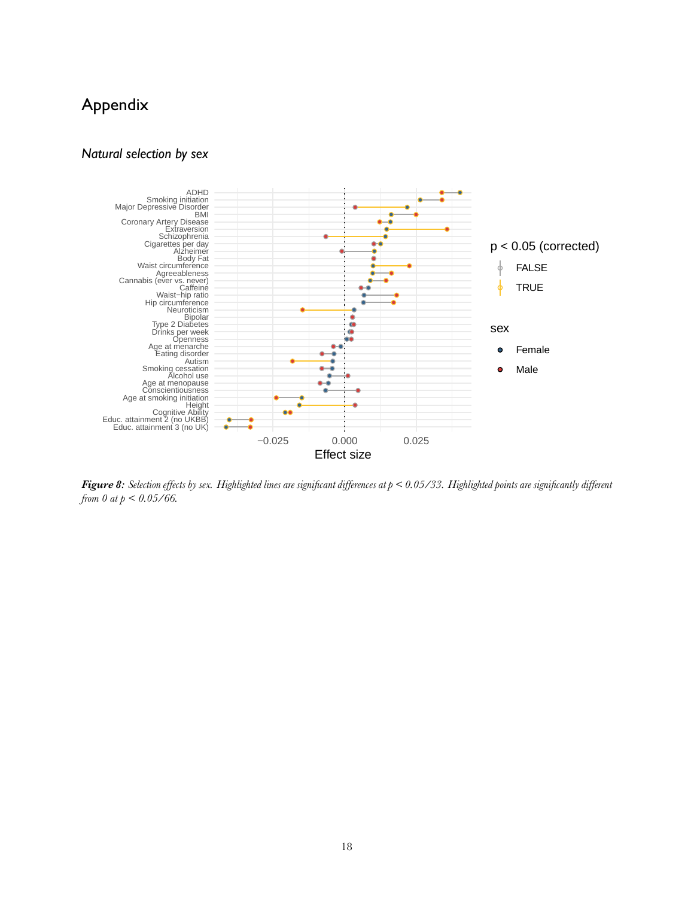# Appendix

### *Natural selection by sex*

***Figure 8:*** *Selection effects by sex. Highlighted lines are significant differences at $p < 0.05/33$. Highlighted points are significantly different from 0 at $p < 0.05/66$.*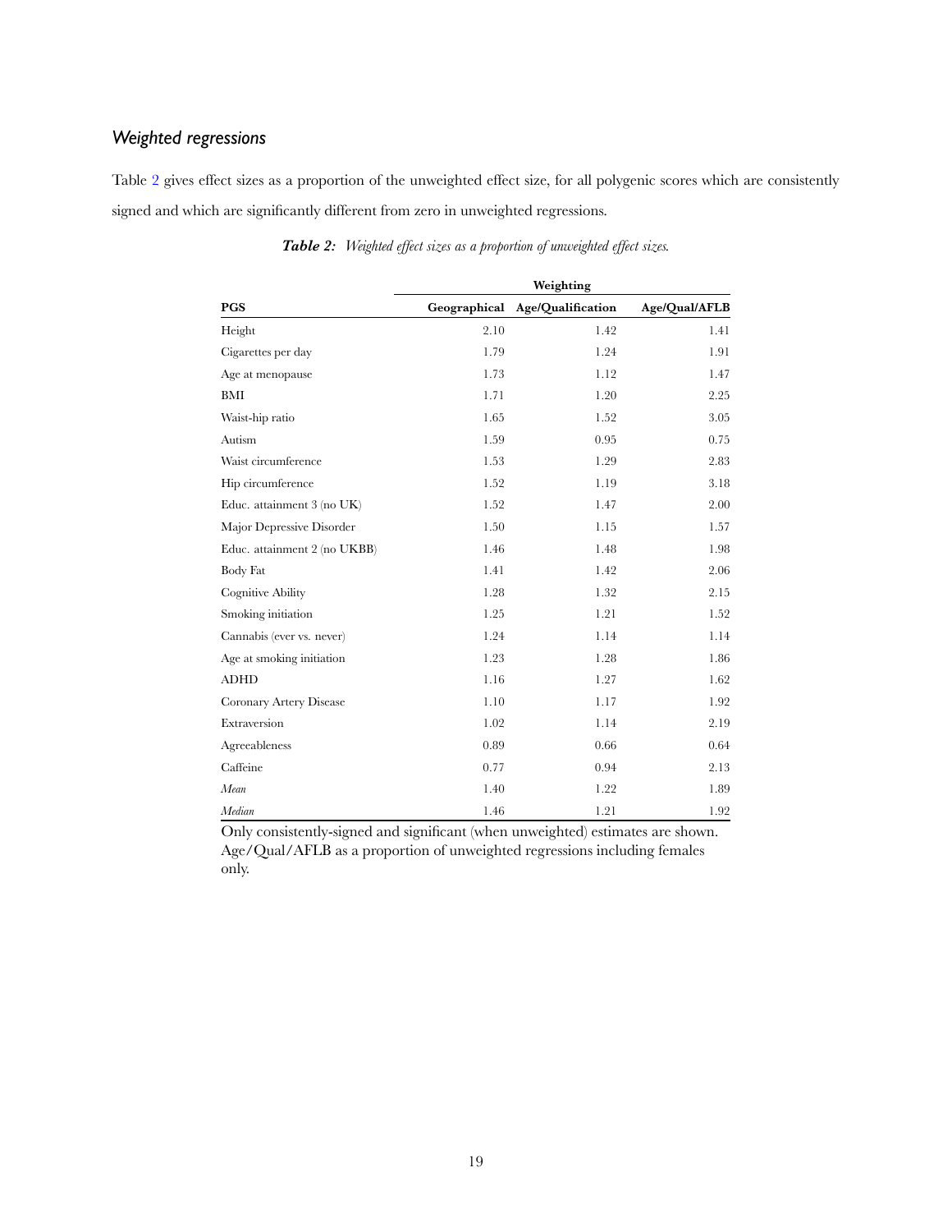### *Weighted regressions*

Table 2 gives effect sizes as a proportion of the unweighted effect size, for all polygenic scores which are consistently signed and which are significantly different from zero in unweighted regressions.

***Table 2:*** *Weighted effect sizes as a proportion of unweighted effect sizes.*

| | **Weighting** | | |
|---|---|---|---|
| **PGS** | **Geographical** | **Age/Qualification** | **Age/Qual/AFLB** |
| Height | 2.10 | 1.42 | 1.41 |
| Cigarettes per day | 1.79 | 1.24 | 1.91 |
| Age at menopause | 1.73 | 1.12 | 1.47 |
| BMI | 1.71 | 1.20 | 2.25 |
| Waist-hip ratio | 1.65 | 1.52 | 3.05 |
| Autism | 1.59 | 0.95 | 0.75 |
| Waist circumference | 1.53 | 1.29 | 2.83 |
| Hip circumference | 1.52 | 1.19 | 3.18 |
| Educ. attainment 3 (no UK) | 1.52 | 1.47 | 2.00 |
| Major Depressive Disorder | 1.50 | 1.15 | 1.57 |
| Educ. attainment 2 (no UKBB) | 1.46 | 1.48 | 1.98 |
| Body Fat | 1.41 | 1.42 | 2.06 |
| Cognitive Ability | 1.28 | 1.32 | 2.15 |
| Smoking initiation | 1.25 | 1.21 | 1.52 |
| Cannabis (ever vs. never) | 1.24 | 1.14 | 1.14 |
| Age at smoking initiation | 1.23 | 1.28 | 1.86 |
| ADHD | 1.16 | 1.27 | 1.62 |
| Coronary Artery Disease | 1.10 | 1.17 | 1.92 |
| Extraversion | 1.02 | 1.14 | 2.19 |
| Agreeableness | 0.89 | 0.66 | 0.64 |
| Caffeine | 0.77 | 0.94 | 2.13 |
| *Mean* | 1.40 | 1.22 | 1.89 |
| *Median* | 1.46 | 1.21 | 1.92 |

Only consistently-signed and significant (when unweighted) estimates are shown. Age/Qual/AFLB as a proportion of unweighted regressions including females only.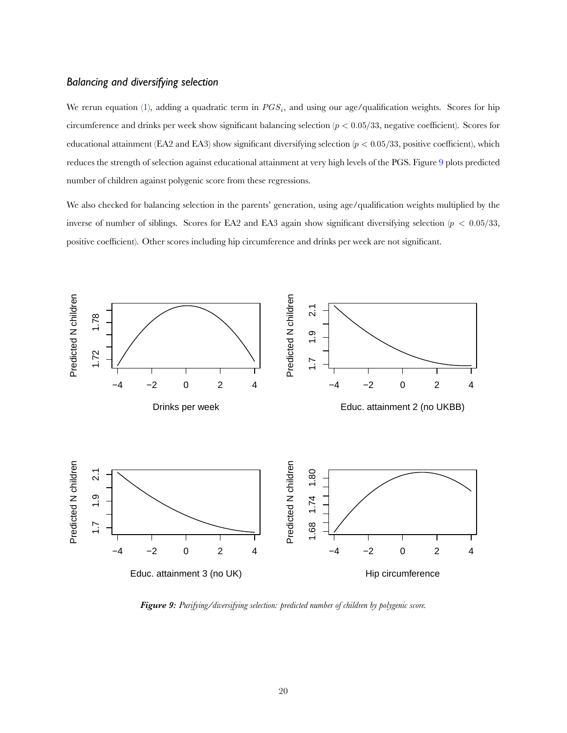### *Balancing and diversifying selection*

We rerun equation (1), adding a quadratic term in $PGS_i$, and using our age/qualification weights. Scores for hip circumference and drinks per week show significant balancing selection ($p < 0.05/33$, negative coefficient). Scores for educational attainment (EA2 and EA3) show significant diversifying selection ($p < 0.05/33$, positive coefficient), which reduces the strength of selection against educational attainment at very high levels of the PGS. Figure 9 plots predicted number of children against polygenic score from these regressions.

We also checked for balancing selection in the parents' generation, using age/qualification weights multiplied by the inverse of number of siblings. Scores for EA2 and EA3 again show significant diversifying selection ($p < 0.05/33$, positive coefficient). Other scores including hip circumference and drinks per week are not significant.

***Figure 9:*** *Purifying/diversifying selection: predicted number of children by polygenic score.*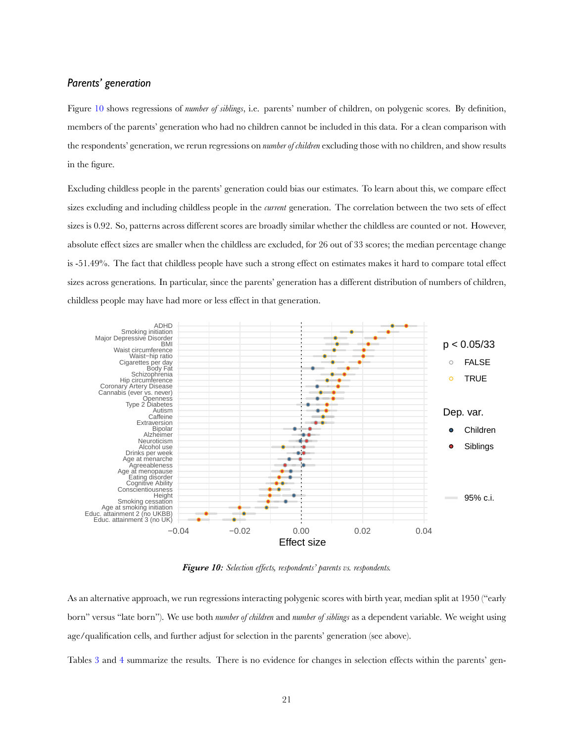### *Parents' generation*

Figure 10 shows regressions of *number of siblings*, i.e. parents' number of children, on polygenic scores. By definition, members of the parents' generation who had no children cannot be included in this data. For a clean comparison with the respondents' generation, we rerun regressions on *number of children* excluding those with no children, and show results in the figure.

Excluding childless people in the parents' generation could bias our estimates. To learn about this, we compare effect sizes excluding and including childless people in the *current* generation. The correlation between the two sets of effect sizes is 0.92. So, patterns across different scores are broadly similar whether the childless are counted or not. However, absolute effect sizes are smaller when the childless are excluded, for 26 out of 33 scores; the median percentage change is -51.49%. The fact that childless people have such a strong effect on estimates makes it hard to compare total effect sizes across generations. In particular, since the parents' generation has a different distribution of numbers of children, childless people may have had more or less effect in that generation.

***Figure 10:*** *Selection effects, respondents' parents vs. respondents.*

As an alternative approach, we run regressions interacting polygenic scores with birth year, median split at 1950 ("early born" versus "late born"). We use both *number of children* and *number of siblings* as a dependent variable. We weight using age/qualification cells, and further adjust for selection in the parents' generation (see above).

Tables 3 and 4 summarize the results. There is no evidence for changes in selection effects within the parents' gen-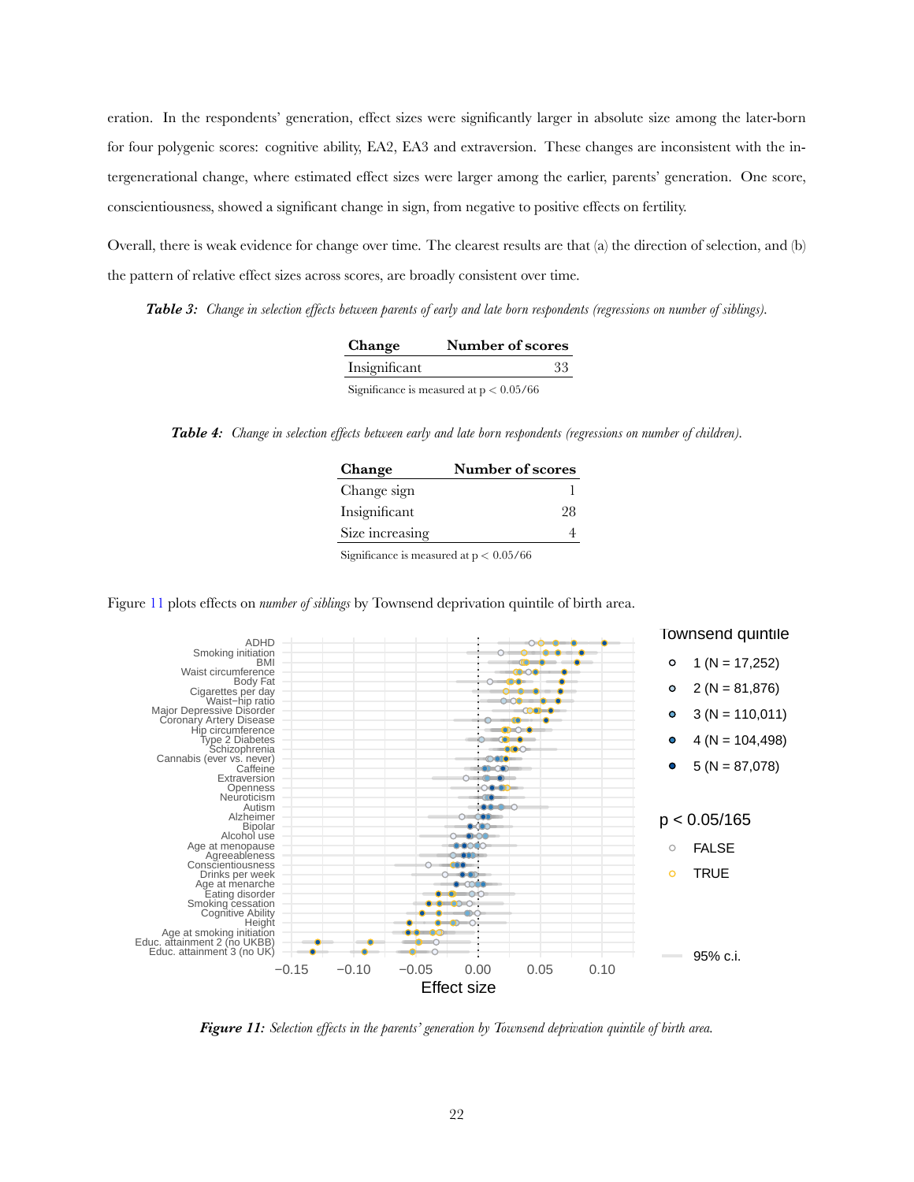eration. In the respondents' generation, effect sizes were significantly larger in absolute size among the later-born for four polygenic scores: cognitive ability, EA2, EA3 and extraversion. These changes are inconsistent with the intergenerational change, where estimated effect sizes were larger among the earlier, parents' generation. One score, conscientiousness, showed a significant change in sign, from negative to positive effects on fertility.

Overall, there is weak evidence for change over time. The clearest results are that (a) the direction of selection, and (b) the pattern of relative effect sizes across scores, are broadly consistent over time.

***Table 3:*** *Change in selection effects between parents of early and late born respondents (regressions on number of siblings).*

| Change | Number of scores |
|---|---|
| Insignificant | 33 |

Significance is measured at $p < 0.05/66$

***Table 4:*** *Change in selection effects between early and late born respondents (regressions on number of children).*

| Change | Number of scores |
|---|---|
| Change sign | 1 |
| Insignificant | 28 |
| Size increasing | 4 |

Significance is measured at $p < 0.05/66$

Figure 11 plots effects on *number of siblings* by Townsend deprivation quintile of birth area.

***Figure 11:*** *Selection effects in the parents' generation by Townsend deprivation quintile of birth area.*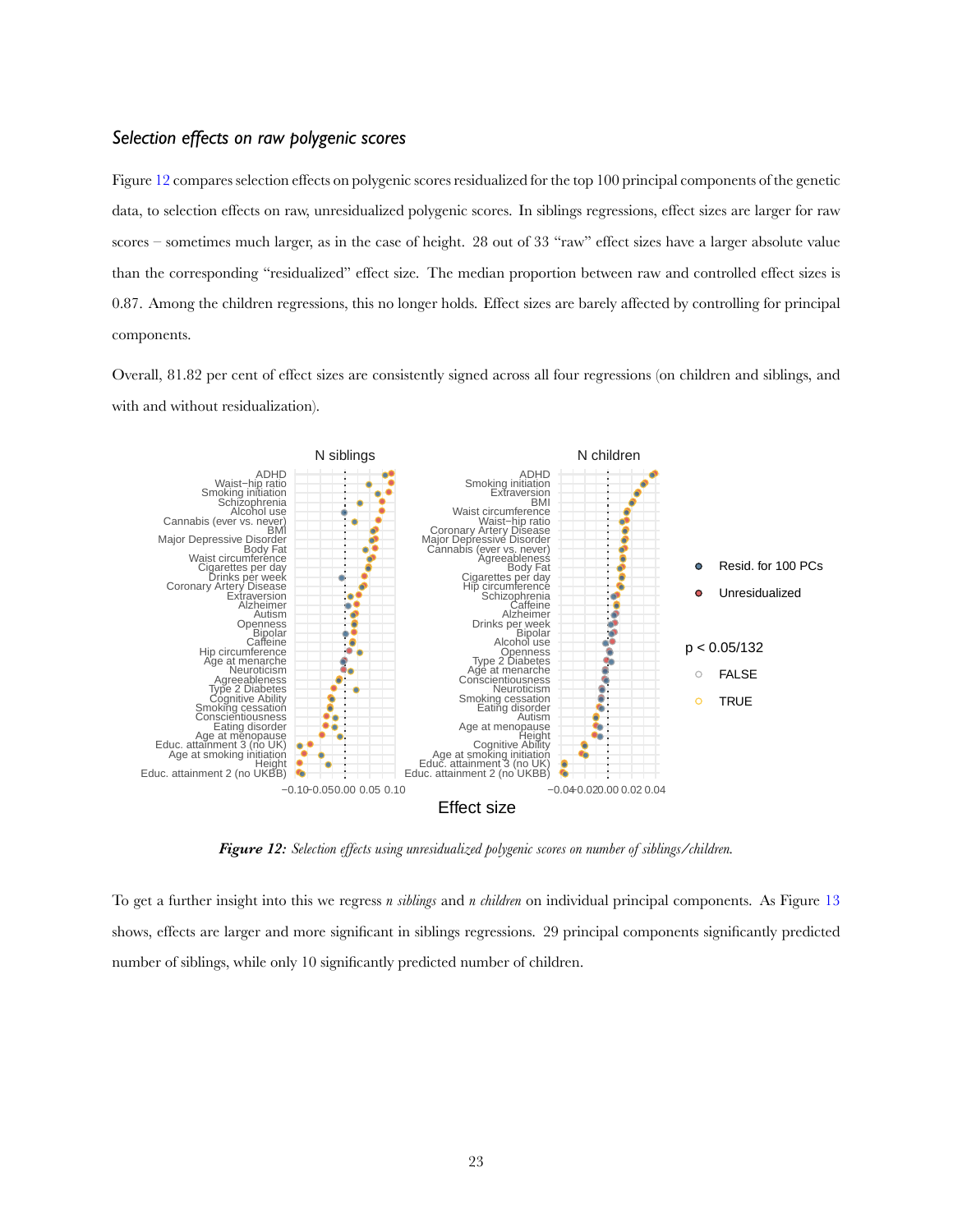### *Selection effects on raw polygenic scores*

Figure 12 compares selection effects on polygenic scores residualized for the top 100 principal components of the genetic data, to selection effects on raw, unresidualized polygenic scores. In siblings regressions, effect sizes are larger for raw scores – sometimes much larger, as in the case of height. 28 out of 33 "raw" effect sizes have a larger absolute value than the corresponding "residualized" effect size. The median proportion between raw and controlled effect sizes is 0.87. Among the children regressions, this no longer holds. Effect sizes are barely affected by controlling for principal components.

Overall, 81.82 per cent of effect sizes are consistently signed across all four regressions (on children and siblings, and with and without residualization).

***Figure 12:*** *Selection effects using unresidualized polygenic scores on number of siblings/children.*

To get a further insight into this we regress *n siblings* and *n children* on individual principal components. As Figure 13 shows, effects are larger and more significant in siblings regressions. 29 principal components significantly predicted number of siblings, while only 10 significantly predicted number of children.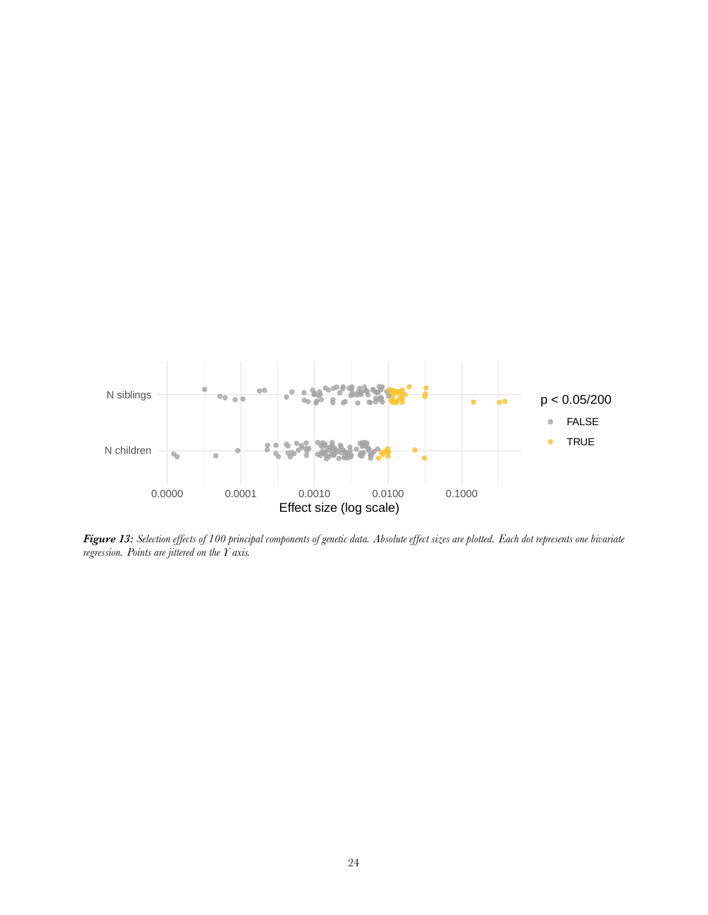***Figure 13:*** *Selection effects of 100 principal components of genetic data. Absolute effect sizes are plotted. Each dot represents one bivariate regression. Points are jittered on the Y axis.*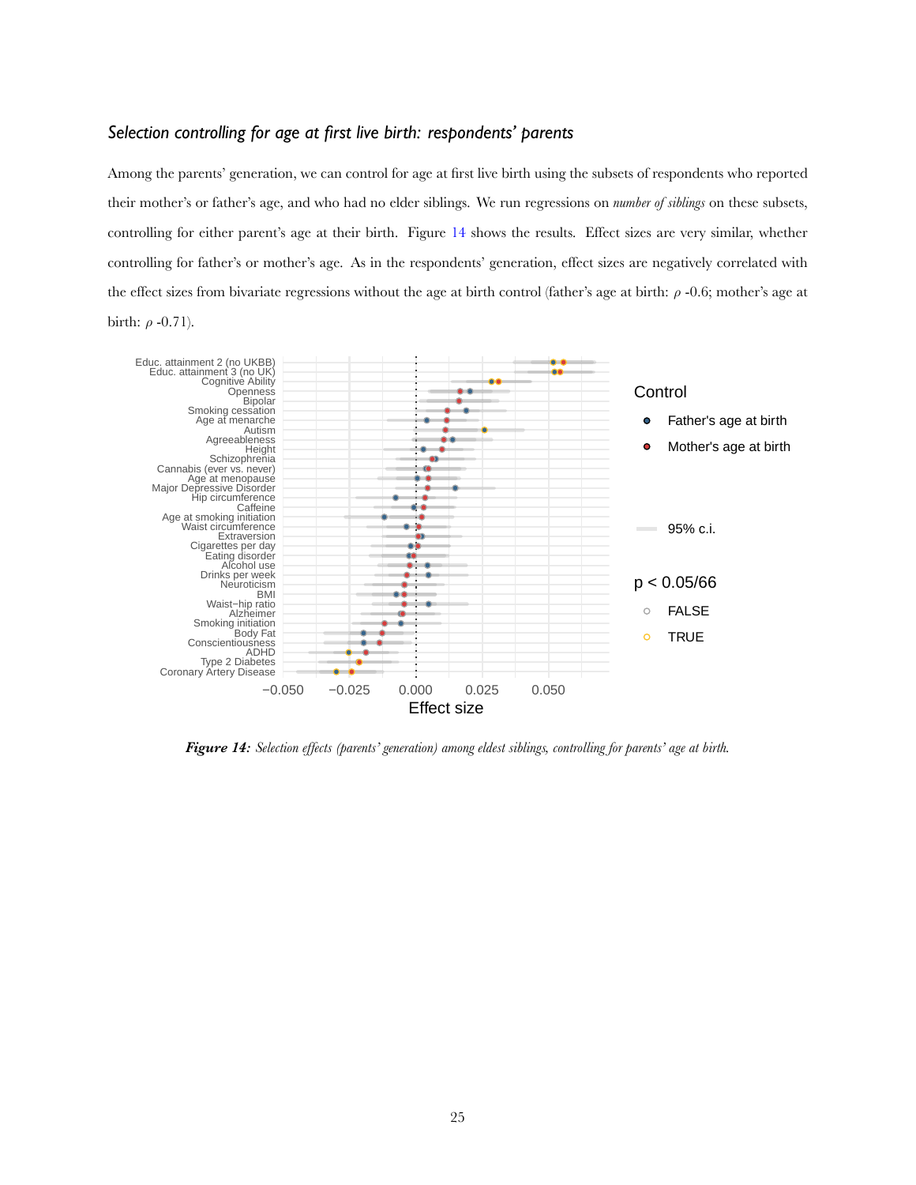### *Selection controlling for age at first live birth: respondents' parents*

Among the parents' generation, we can control for age at first live birth using the subsets of respondents who reported their mother's or father's age, and who had no elder siblings. We run regressions on *number of siblings* on these subsets, controlling for either parent's age at their birth. Figure 14 shows the results. Effect sizes are very similar, whether controlling for father's or mother's age. As in the respondents' generation, effect sizes are negatively correlated with the effect sizes from bivariate regressions without the age at birth control (father's age at birth: $\rho$ -0.6; mother's age at birth: $\rho$ -0.71).

***Figure 14:*** *Selection effects (parents' generation) among eldest siblings, controlling for parents' age at birth.*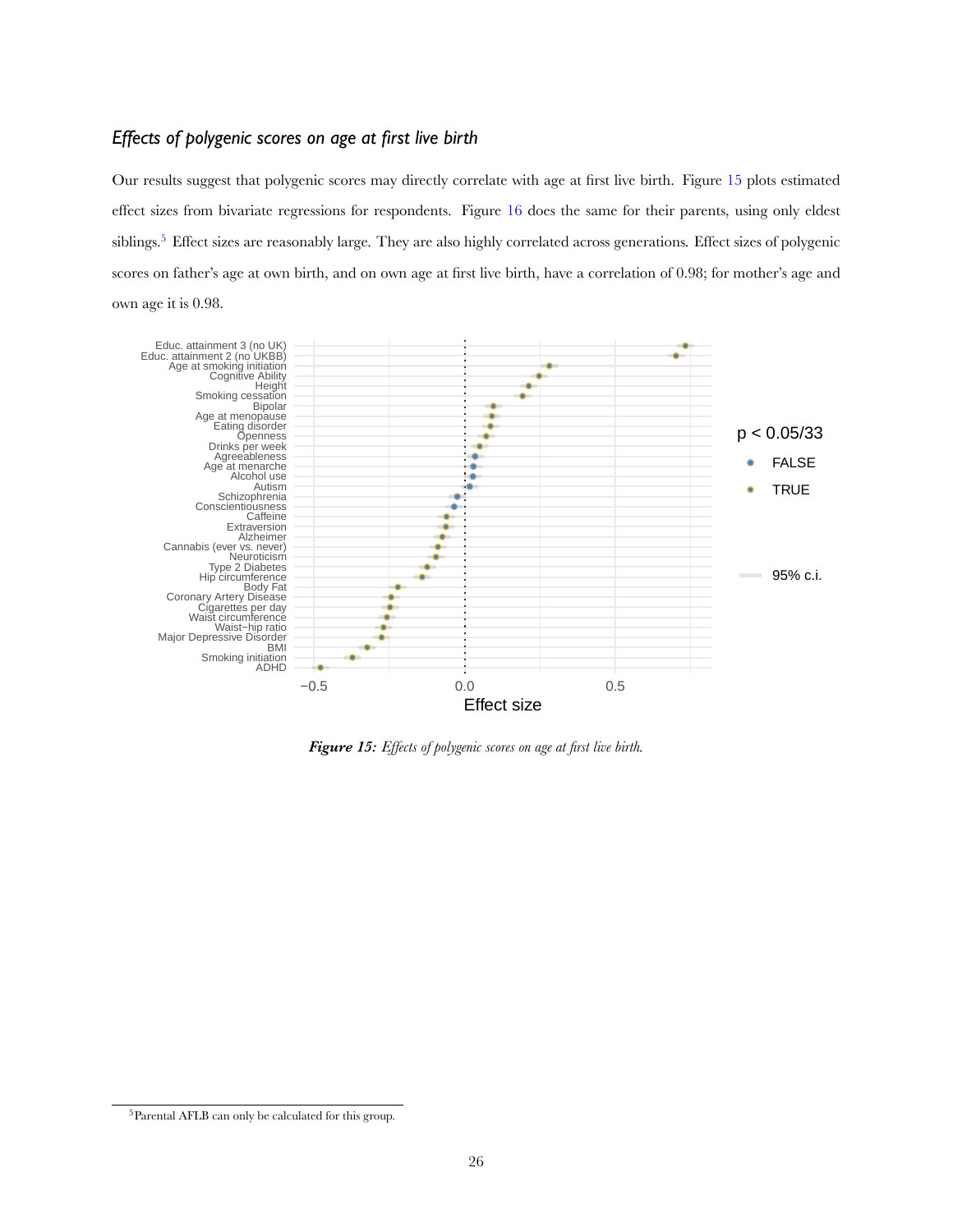### *Effects of polygenic scores on age at first live birth*

Our results suggest that polygenic scores may directly correlate with age at first live birth. Figure 15 plots estimated effect sizes from bivariate regressions for respondents. Figure 16 does the same for their parents, using only eldest siblings.[5] Effect sizes are reasonably large. They are also highly correlated across generations. Effect sizes of polygenic scores on father's age at own birth, and on own age at first live birth, have a correlation of 0.98; for mother's age and own age it is 0.98.

***Figure 15:*** *Effects of polygenic scores on age at first live birth.*

[5] Parental AFLB can only be calculated for this group.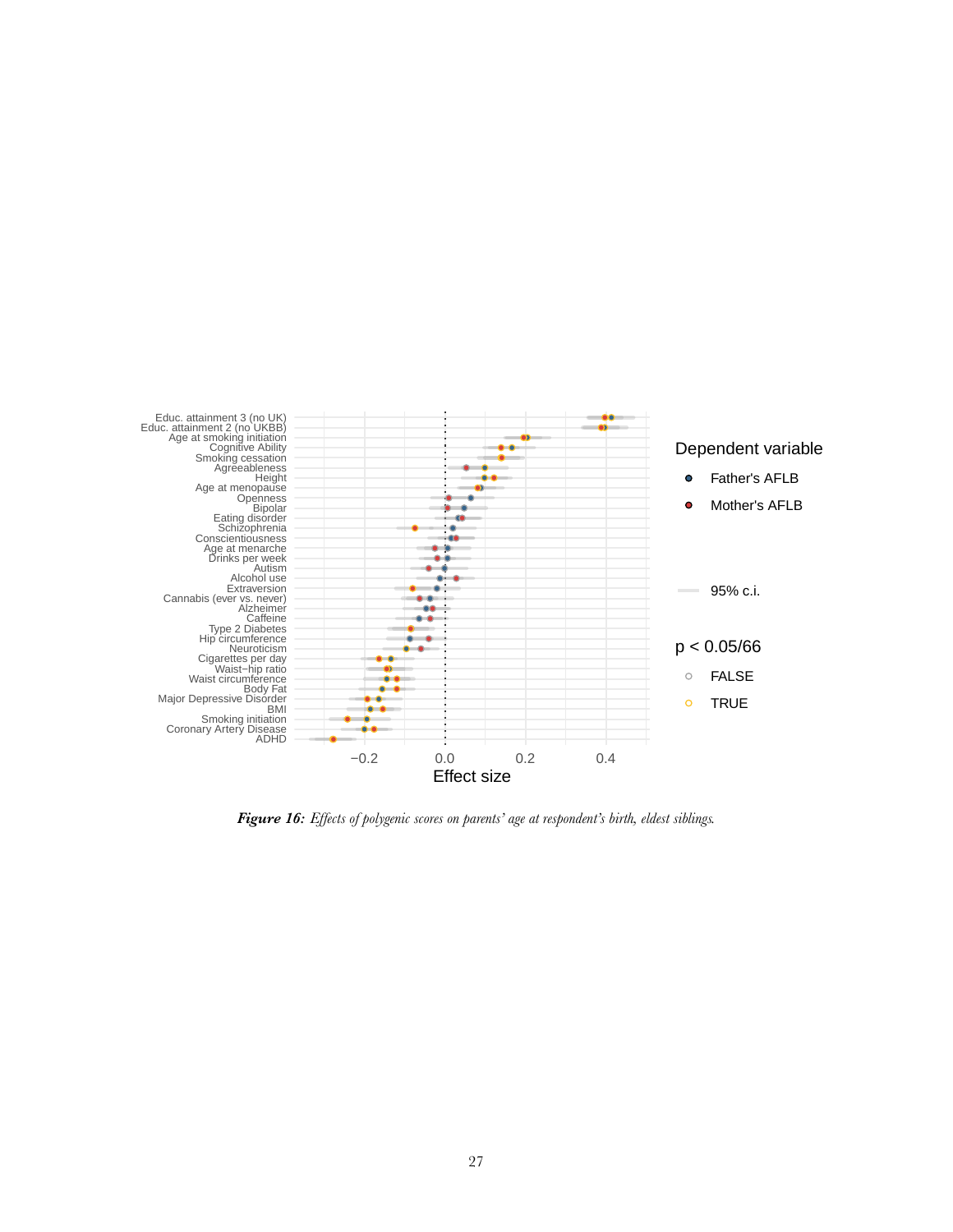***Figure 16:*** *Effects of polygenic scores on parents' age at respondent's birth, eldest siblings.*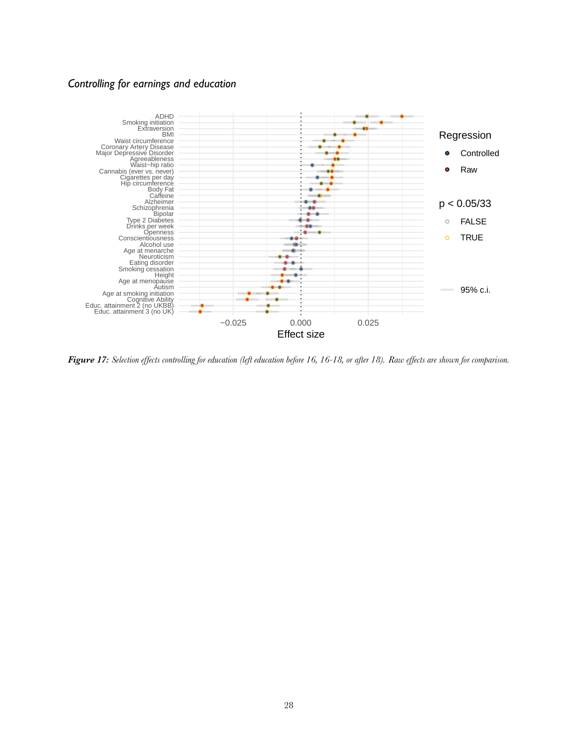*Controlling for earnings and education*

***Figure 17:*** *Selection effects controlling for education (left education before 16, 16-18, or after 18). Raw effects are shown for comparison.*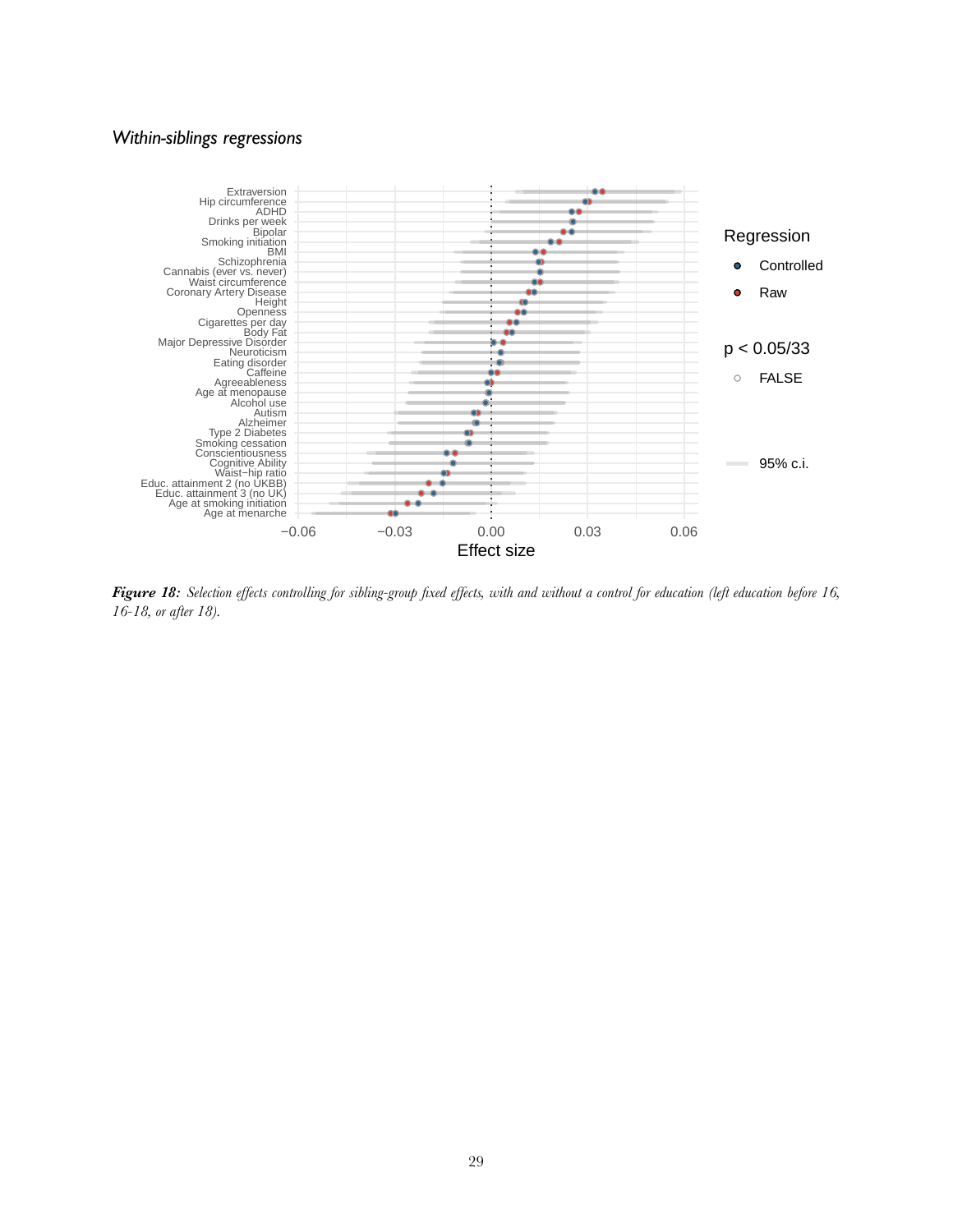*Within-siblings regressions*

***Figure 18:*** *Selection effects controlling for sibling-group fixed effects, with and without a control for education (left education before 16, 16-18, or after 18).*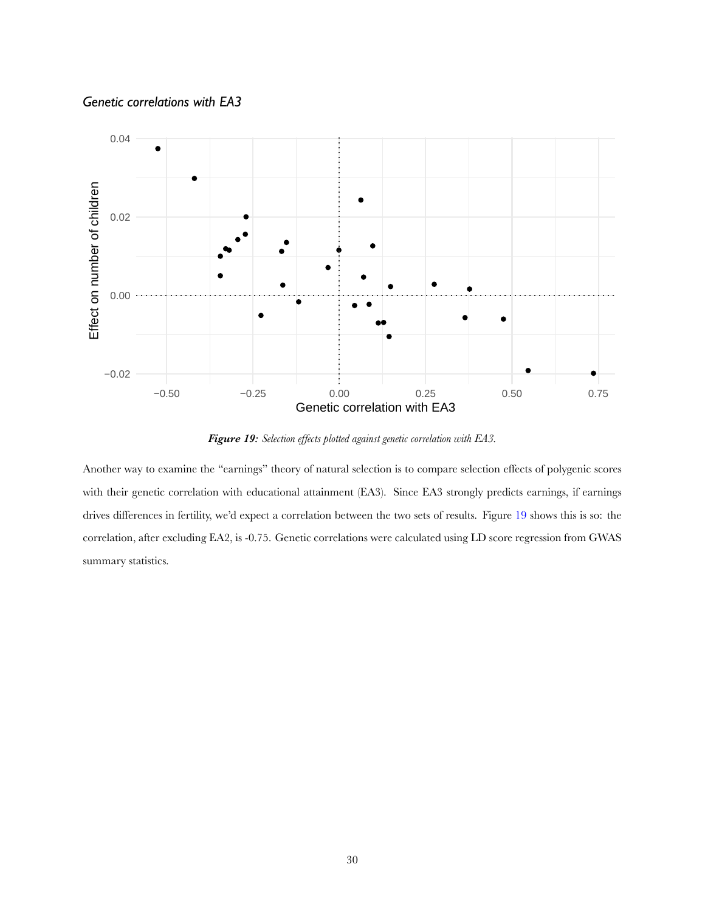### Genetic correlations with EA3

*Figure 19: Selection effects plotted against genetic correlation with EA3.*

Another way to examine the "earnings" theory of natural selection is to compare selection effects of polygenic scores with their genetic correlation with educational attainment (EA3). Since EA3 strongly predicts earnings, if earnings drives differences in fertility, we'd expect a correlation between the two sets of results. Figure 19 shows this is so: the correlation, after excluding EA2, is -0.75. Genetic correlations were calculated using LD score regression from GWAS summary statistics.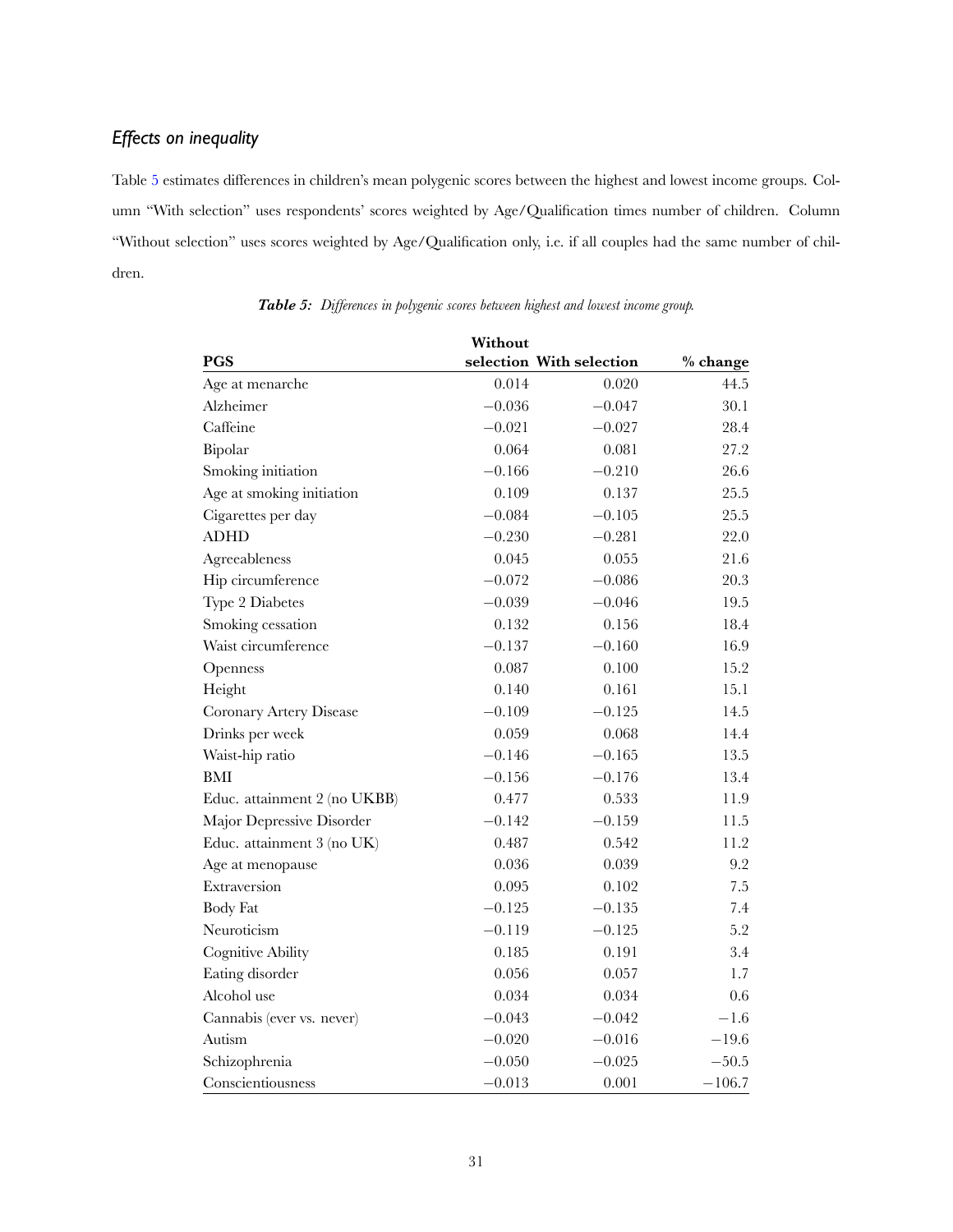### *Effects on inequality*

Table 5 estimates differences in children's mean polygenic scores between the highest and lowest income groups. Column "With selection" uses respondents' scores weighted by Age/Qualification times number of children. Column "Without selection" uses scores weighted by Age/Qualification only, i.e. if all couples had the same number of children.

***Table 5:*** *Differences in polygenic scores between highest and lowest income group.*

| PGS | Without selection | With selection | % change |
|---|---|---|---|
| Age at menarche | 0.014 | 0.020 | 44.5 |
| Alzheimer | −0.036 | −0.047 | 30.1 |
| Caffeine | −0.021 | −0.027 | 28.4 |
| Bipolar | 0.064 | 0.081 | 27.2 |
| Smoking initiation | −0.166 | −0.210 | 26.6 |
| Age at smoking initiation | 0.109 | 0.137 | 25.5 |
| Cigarettes per day | −0.084 | −0.105 | 25.5 |
| ADHD | −0.230 | −0.281 | 22.0 |
| Agreeableness | 0.045 | 0.055 | 21.6 |
| Hip circumference | −0.072 | −0.086 | 20.3 |
| Type 2 Diabetes | −0.039 | −0.046 | 19.5 |
| Smoking cessation | 0.132 | 0.156 | 18.4 |
| Waist circumference | −0.137 | −0.160 | 16.9 |
| Openness | 0.087 | 0.100 | 15.2 |
| Height | 0.140 | 0.161 | 15.1 |
| Coronary Artery Disease | −0.109 | −0.125 | 14.5 |
| Drinks per week | 0.059 | 0.068 | 14.4 |
| Waist-hip ratio | −0.146 | −0.165 | 13.5 |
| BMI | −0.156 | −0.176 | 13.4 |
| Educ. attainment 2 (no UKBB) | 0.477 | 0.533 | 11.9 |
| Major Depressive Disorder | −0.142 | −0.159 | 11.5 |
| Educ. attainment 3 (no UK) | 0.487 | 0.542 | 11.2 |
| Age at menopause | 0.036 | 0.039 | 9.2 |
| Extraversion | 0.095 | 0.102 | 7.5 |
| Body Fat | −0.125 | −0.135 | 7.4 |
| Neuroticism | −0.119 | −0.125 | 5.2 |
| Cognitive Ability | 0.185 | 0.191 | 3.4 |
| Eating disorder | 0.056 | 0.057 | 1.7 |
| Alcohol use | 0.034 | 0.034 | 0.6 |
| Cannabis (ever vs. never) | −0.043 | −0.042 | −1.6 |
| Autism | −0.020 | −0.016 | −19.6 |
| Schizophrenia | −0.050 | −0.025 | −50.5 |
| Conscientiousness | −0.013 | 0.001 | −106.7 |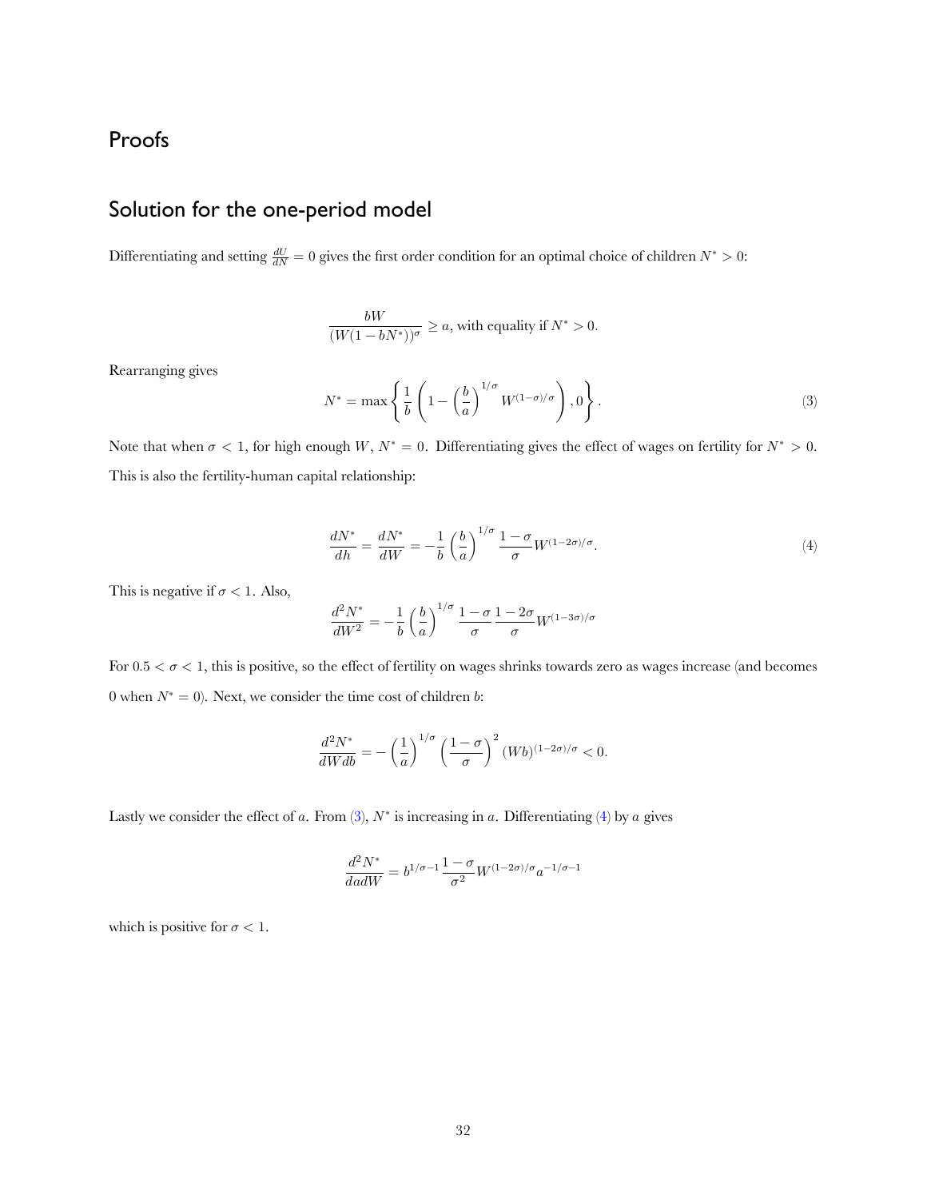## Proofs

## Solution for the one-period model

Differentiating and setting $\frac{dU}{dN} = 0$ gives the first order condition for an optimal choice of children $N^* > 0$:

$$\frac{bW}{(W(1-bN^*))^{\sigma}} \geq a, \text{ with equality if } N^* > 0.$$

Rearranging gives

$$N^* = \max\left\{ \frac{1}{b}\left(1 - \left(\frac{b}{a}\right)^{1/\sigma} W^{(1-\sigma)/\sigma}\right), 0 \right\}. \tag{3}$$

Note that when $\sigma < 1$, for high enough $W$, $N^* = 0$. Differentiating gives the effect of wages on fertility for $N^* > 0$. This is also the fertility-human capital relationship:

$$\frac{dN^*}{dh} = \frac{dN^*}{dW} = -\frac{1}{b}\left(\frac{b}{a}\right)^{1/\sigma} \frac{1-\sigma}{\sigma} W^{(1-2\sigma)/\sigma}. \tag{4}$$

This is negative if $\sigma < 1$. Also,

$$\frac{d^2N^*}{dW^2} = -\frac{1}{b}\left(\frac{b}{a}\right)^{1/\sigma} \frac{1-\sigma}{\sigma}\frac{1-2\sigma}{\sigma} W^{(1-3\sigma)/\sigma}$$

For $0.5 < \sigma < 1$, this is positive, so the effect of fertility on wages shrinks towards zero as wages increase (and becomes 0 when $N^* = 0$). Next, we consider the time cost of children $b$:

$$\frac{d^2N^*}{dWdb} = -\left(\frac{1}{a}\right)^{1/\sigma}\left(\frac{1-\sigma}{\sigma}\right)^2 (Wb)^{(1-2\sigma)/\sigma} < 0.$$

Lastly we consider the effect of $a$. From (3), $N^*$ is increasing in $a$. Differentiating (4) by $a$ gives

$$\frac{d^2N^*}{dadW} = b^{1/\sigma-1}\frac{1-\sigma}{\sigma^2} W^{(1-2\sigma)/\sigma} a^{-1/\sigma-1}$$

which is positive for $\sigma < 1$.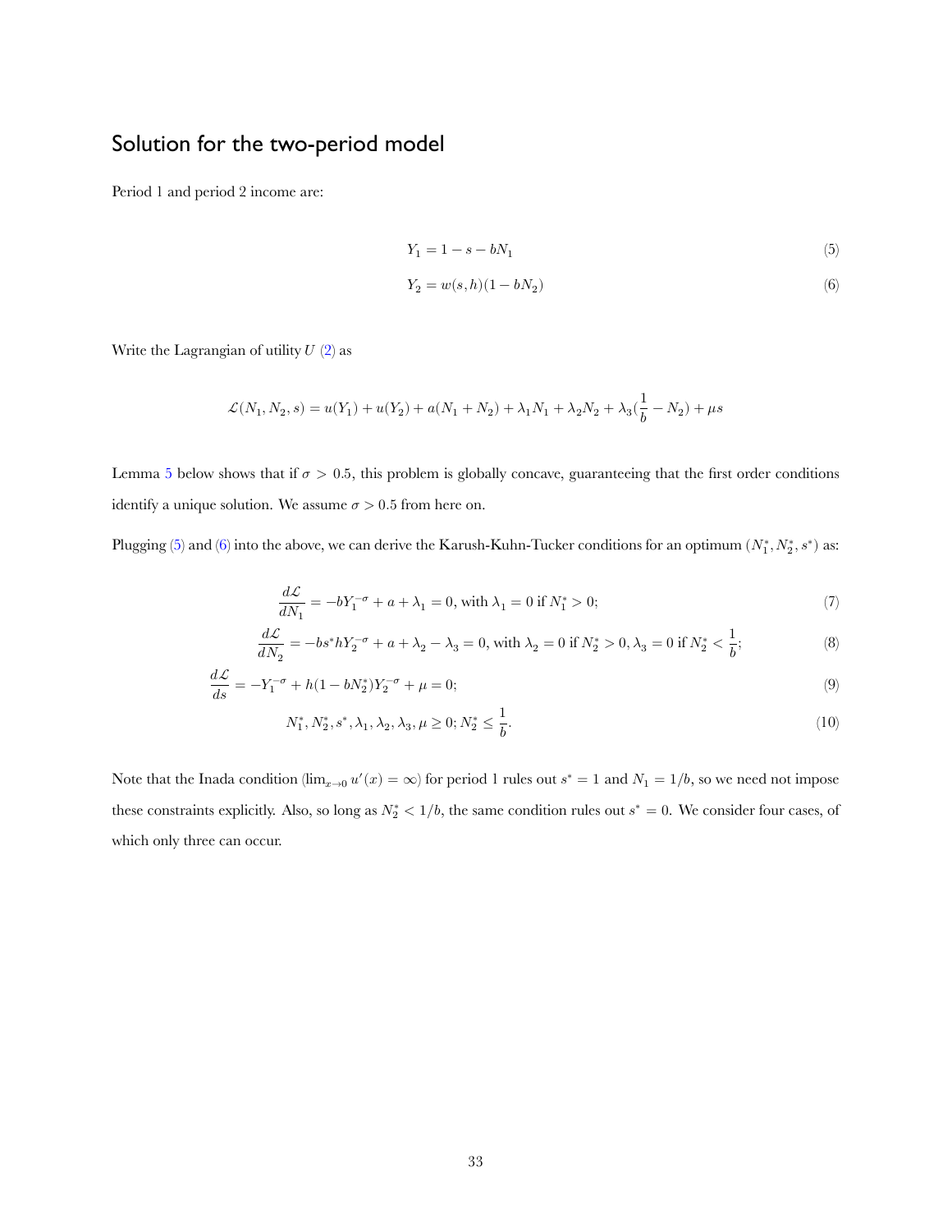## Solution for the two-period model

Period 1 and period 2 income are:

$$Y_1 = 1 - s - bN_1 \tag{5}$$

$$Y_2 = w(s, h)(1 - bN_2) \tag{6}$$

Write the Lagrangian of utility $U$ (2) as

$$\mathcal{L}(N_1, N_2, s) = u(Y_1) + u(Y_2) + a(N_1 + N_2) + \lambda_1 N_1 + \lambda_2 N_2 + \lambda_3(\frac{1}{b} - N_2) + \mu s$$

Lemma 5 below shows that if $\sigma > 0.5$, this problem is globally concave, guaranteeing that the first order conditions identify a unique solution. We assume $\sigma > 0.5$ from here on.

Plugging (5) and (6) into the above, we can derive the Karush-Kuhn-Tucker conditions for an optimum $(N_1^*, N_2^*, s^*)$ as:

$$\frac{d\mathcal{L}}{dN_1} = -bY_1^{-\sigma} + a + \lambda_1 = 0, \text{ with } \lambda_1 = 0 \text{ if } N_1^* > 0; \tag{7}$$

$$\frac{d\mathcal{L}}{dN_2} = -bs^*hY_2^{-\sigma} + a + \lambda_2 - \lambda_3 = 0, \text{ with } \lambda_2 = 0 \text{ if } N_2^* > 0, \lambda_3 = 0 \text{ if } N_2^* < \frac{1}{b}; \tag{8}$$

$$\frac{d\mathcal{L}}{ds} = -Y_1^{-\sigma} + h(1 - bN_2^*)Y_2^{-\sigma} + \mu = 0; \tag{9}$$

$$N_1^*, N_2^*, s^*, \lambda_1, \lambda_2, \lambda_3, \mu \geq 0; N_2^* \leq \frac{1}{b}. \tag{10}$$

Note that the Inada condition ($\lim_{x \to 0} u'(x) = \infty$) for period 1 rules out $s^* = 1$ and $N_1 = 1/b$, so we need not impose these constraints explicitly. Also, so long as $N_2^* < 1/b$, the same condition rules out $s^* = 0$. We consider four cases, of which only three can occur.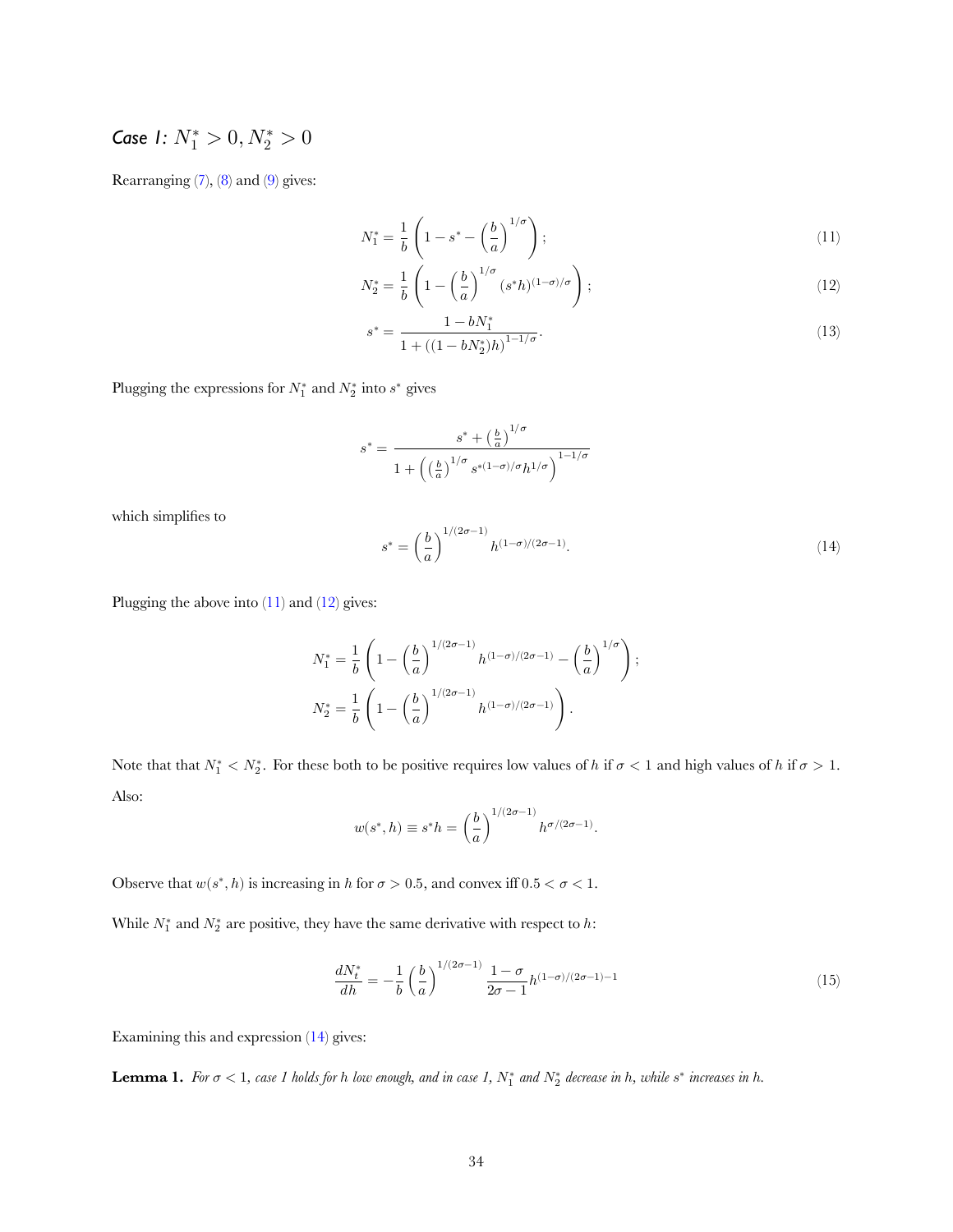### *Case 1:* $N_1^* > 0, N_2^* > 0$

Rearranging (7), (8) and (9) gives:

$$N_1^* = \frac{1}{b}\left(1 - s^* - \left(\frac{b}{a}\right)^{1/\sigma}\right); \tag{11}$$

$$N_2^* = \frac{1}{b}\left(1 - \left(\frac{b}{a}\right)^{1/\sigma}(s^*h)^{(1-\sigma)/\sigma}\right); \tag{12}$$

$$s^* = \frac{1 - bN_1^*}{1 + ((1 - bN_2^*)h)^{1-1/\sigma}}. \tag{13}$$

Plugging the expressions for $N_1^*$ and $N_2^*$ into $s^*$ gives

$$s^* = \frac{s^* + \left(\frac{b}{a}\right)^{1/\sigma}}{1 + \left(\left(\frac{b}{a}\right)^{1/\sigma} s^{*(1-\sigma)/\sigma} h^{1/\sigma}\right)^{1-1/\sigma}}$$

which simplifies to

$$s^* = \left(\frac{b}{a}\right)^{1/(2\sigma-1)} h^{(1-\sigma)/(2\sigma-1)}. \tag{14}$$

Plugging the above into (11) and (12) gives:

$$N_1^* = \frac{1}{b}\left(1 - \left(\frac{b}{a}\right)^{1/(2\sigma-1)} h^{(1-\sigma)/(2\sigma-1)} - \left(\frac{b}{a}\right)^{1/\sigma}\right);$$
$$N_2^* = \frac{1}{b}\left(1 - \left(\frac{b}{a}\right)^{1/(2\sigma-1)} h^{(1-\sigma)/(2\sigma-1)}\right).$$

Note that that $N_1^* < N_2^*$. For these both to be positive requires low values of $h$ if $\sigma < 1$ and high values of $h$ if $\sigma > 1$. Also:

$$w(s^*, h) \equiv s^*h = \left(\frac{b}{a}\right)^{1/(2\sigma-1)} h^{\sigma/(2\sigma-1)}.$$

Observe that $w(s^*, h)$ is increasing in $h$ for $\sigma > 0.5$, and convex iff $0.5 < \sigma < 1$.

While $N_1^*$ and $N_2^*$ are positive, they have the same derivative with respect to $h$:

$$\frac{dN_t^*}{dh} = -\frac{1}{b}\left(\frac{b}{a}\right)^{1/(2\sigma-1)} \frac{1-\sigma}{2\sigma-1} h^{(1-\sigma)/(2\sigma-1)-1} \tag{15}$$

Examining this and expression (14) gives:

**Lemma 1.** *For $\sigma < 1$, case 1 holds for $h$ low enough, and in case 1, $N_1^*$ and $N_2^*$ decrease in $h$, while $s^*$ increases in $h$.*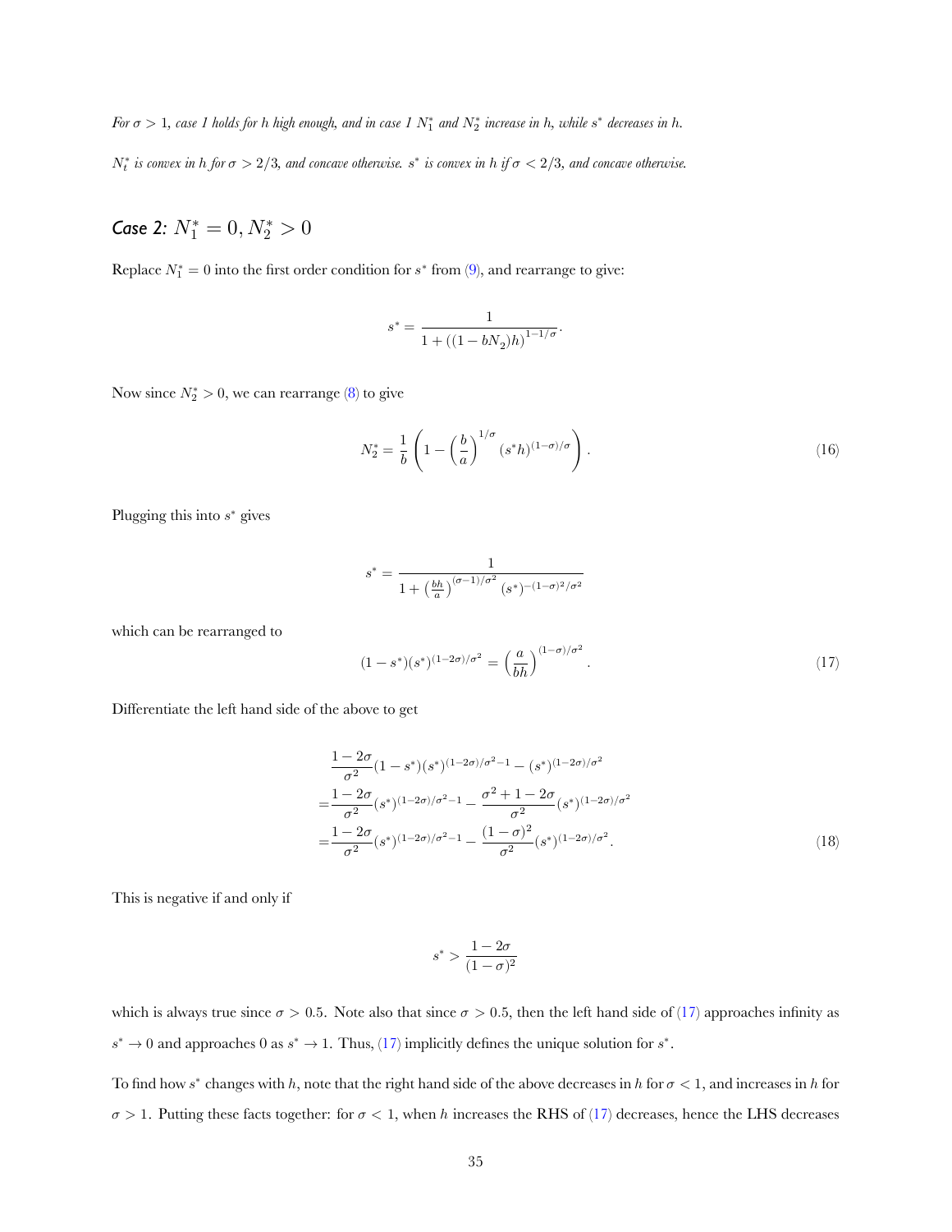*For $\sigma > 1$, case 1 holds for $h$ high enough, and in case 1 $N_1^*$ and $N_2^*$ increase in $h$, while $s^*$ decreases in $h$.*

*$N_t^*$ is convex in $h$ for $\sigma > 2/3$, and concave otherwise. $s^*$ is convex in $h$ if $\sigma < 2/3$, and concave otherwise.*

## *Case 2:* $N_1^* = 0, N_2^* > 0$

Replace $N_1^* = 0$ into the first order condition for $s^*$ from (9), and rearrange to give:

$$s^* = \frac{1}{1 + ((1 - bN_2)h)^{1-1/\sigma}}.$$

Now since $N_2^* > 0$, we can rearrange (8) to give

$$N_2^* = \frac{1}{b}\left(1 - \left(\frac{b}{a}\right)^{1/\sigma}(s^*h)^{(1-\sigma)/\sigma}\right). \tag{16}$$

Plugging this into $s^*$ gives

$$s^* = \frac{1}{1 + \left(\frac{bh}{a}\right)^{(\sigma-1)/\sigma^2}(s^*)^{-(1-\sigma)^2/\sigma^2}}$$

which can be rearranged to

$$(1 - s^*)(s^*)^{(1-2\sigma)/\sigma^2} = \left(\frac{a}{bh}\right)^{(1-\sigma)/\sigma^2}. \tag{17}$$

Differentiate the left hand side of the above to get

$$\begin{aligned}
&\frac{1-2\sigma}{\sigma^2}(1-s^*)(s^*)^{(1-2\sigma)/\sigma^2-1} - (s^*)^{(1-2\sigma)/\sigma^2} \\
=&\frac{1-2\sigma}{\sigma^2}(s^*)^{(1-2\sigma)/\sigma^2-1} - \frac{\sigma^2+1-2\sigma}{\sigma^2}(s^*)^{(1-2\sigma)/\sigma^2} \\
=&\frac{1-2\sigma}{\sigma^2}(s^*)^{(1-2\sigma)/\sigma^2-1} - \frac{(1-\sigma)^2}{\sigma^2}(s^*)^{(1-2\sigma)/\sigma^2}.
\end{aligned} \tag{18}$$

This is negative if and only if

$$s^* > \frac{1-2\sigma}{(1-\sigma)^2}$$

which is always true since $\sigma > 0.5$. Note also that since $\sigma > 0.5$, then the left hand side of (17) approaches infinity as $s^* \to 0$ and approaches 0 as $s^* \to 1$. Thus, (17) implicitly defines the unique solution for $s^*$.

To find how $s^*$ changes with $h$, note that the right hand side of the above decreases in $h$ for $\sigma < 1$, and increases in $h$ for $\sigma > 1$. Putting these facts together: for $\sigma < 1$, when $h$ increases the RHS of (17) decreases, hence the LHS decreases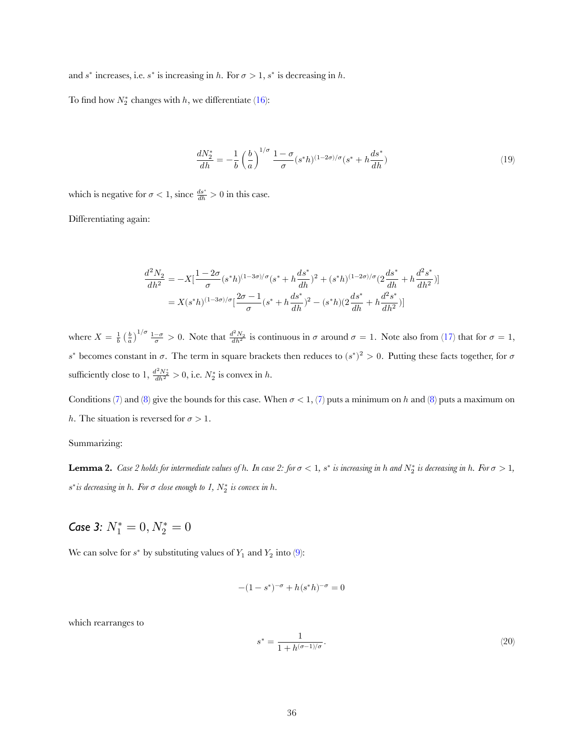and $s^*$ increases, i.e. $s^*$ is increasing in $h$. For $\sigma > 1$, $s^*$ is decreasing in $h$.

To find how $N_2^*$ changes with $h$, we differentiate (16):

$$\frac{dN_2^*}{dh} = -\frac{1}{b}\left(\frac{b}{a}\right)^{1/\sigma}\frac{1-\sigma}{\sigma}(s^*h)^{(1-2\sigma)/\sigma}(s^* + h\frac{ds^*}{dh}) \tag{19}$$

which is negative for $\sigma < 1$, since $\frac{ds^*}{dh} > 0$ in this case.

Differentiating again:

$$\begin{aligned}
\frac{d^2N_2}{dh^2} &= -X[\frac{1-2\sigma}{\sigma}(s^*h)^{(1-3\sigma)/\sigma}(s^* + h\frac{ds^*}{dh})^2 + (s^*h)^{(1-2\sigma)/\sigma}(2\frac{ds^*}{dh} + h\frac{d^2s^*}{dh^2})] \\
&= X(s^*h)^{(1-3\sigma)/\sigma}[\frac{2\sigma-1}{\sigma}(s^* + h\frac{ds^*}{dh})^2 - (s^*h)(2\frac{ds^*}{dh} + h\frac{d^2s^*}{dh^2})]
\end{aligned}$$

where $X = \frac{1}{b}\left(\frac{b}{a}\right)^{1/\sigma}\frac{1-\sigma}{\sigma} > 0$. Note that $\frac{d^2N_2}{dh^2}$ is continuous in $\sigma$ around $\sigma = 1$. Note also from (17) that for $\sigma = 1$, $s^*$ becomes constant in $\sigma$. The term in square brackets then reduces to $(s^*)^2 > 0$. Putting these facts together, for $\sigma$ sufficiently close to 1, $\frac{d^2N_2^*}{dh^2} > 0$, i.e. $N_2^*$ is convex in $h$.

Conditions (7) and (8) give the bounds for this case. When $\sigma < 1$, (7) puts a minimum on $h$ and (8) puts a maximum on $h$. The situation is reversed for $\sigma > 1$.

Summarizing:

**Lemma 2.** *Case 2 holds for intermediate values of $h$. In case 2: for $\sigma < 1$, $s^*$ is increasing in $h$ and $N_2^*$ is decreasing in $h$. For $\sigma > 1$, $s^*$ is decreasing in $h$. For $\sigma$ close enough to 1, $N_2^*$ is convex in $h$.*

### *Case 3:* $N_1^* = 0, N_2^* = 0$

We can solve for $s^*$ by substituting values of $Y_1$ and $Y_2$ into (9):

$$-(1-s^*)^{-\sigma} + h(s^*h)^{-\sigma} = 0$$

which rearranges to

$$s^* = \frac{1}{1 + h^{(\sigma-1)/\sigma}}. \tag{20}$$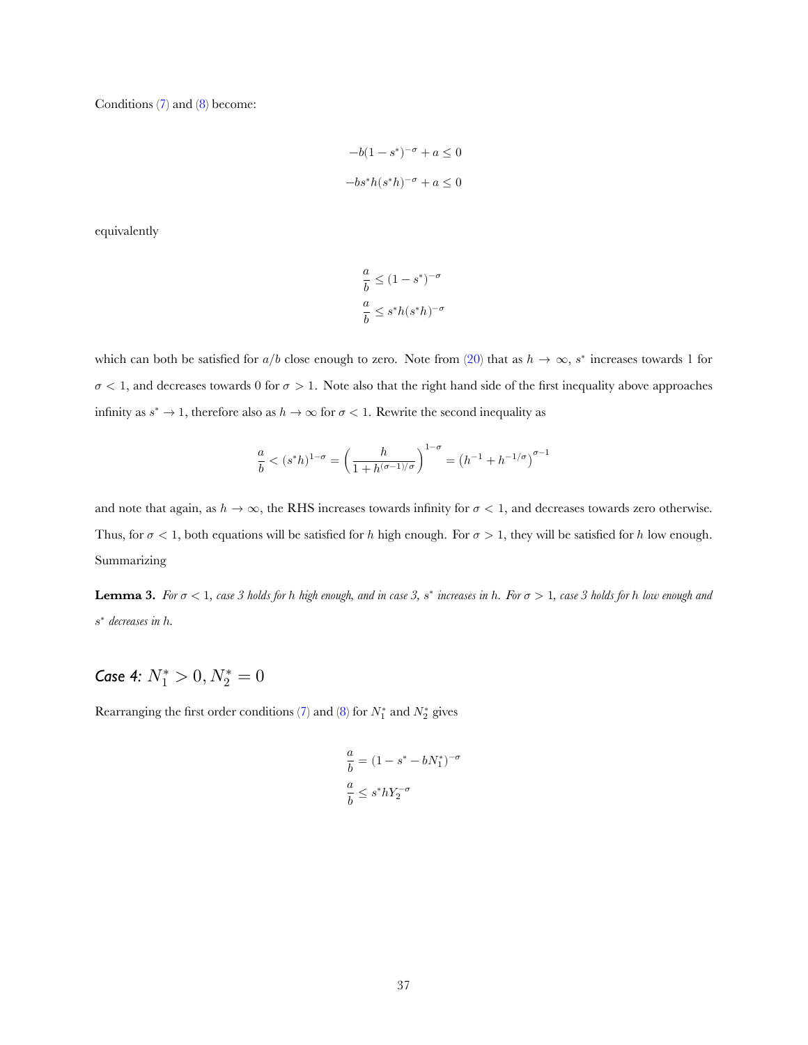Conditions (7) and (8) become:

$$-b(1-s^*)^{-\sigma} + a \leq 0$$

$$-bs^*h(s^*h)^{-\sigma} + a \leq 0$$

equivalently

$$\frac{a}{b} \leq (1-s^*)^{-\sigma}$$

$$\frac{a}{b} \leq s^*h(s^*h)^{-\sigma}$$

which can both be satisfied for $a/b$ close enough to zero. Note from (20) that as $h \to \infty$, $s^*$ increases towards 1 for $\sigma < 1$, and decreases towards 0 for $\sigma > 1$. Note also that the right hand side of the first inequality above approaches infinity as $s^* \to 1$, therefore also as $h \to \infty$ for $\sigma < 1$. Rewrite the second inequality as

$$\frac{a}{b} < (s^*h)^{1-\sigma} = \left(\frac{h}{1+h^{(\sigma-1)/\sigma}}\right)^{1-\sigma} = \left(h^{-1} + h^{-1/\sigma}\right)^{\sigma-1}$$

and note that again, as $h \to \infty$, the RHS increases towards infinity for $\sigma < 1$, and decreases towards zero otherwise. Thus, for $\sigma < 1$, both equations will be satisfied for $h$ high enough. For $\sigma > 1$, they will be satisfied for $h$ low enough. Summarizing

**Lemma 3.** *For $\sigma < 1$, case 3 holds for $h$ high enough, and in case 3, $s^*$ increases in $h$. For $\sigma > 1$, case 3 holds for $h$ low enough and $s^*$ decreases in $h$.*

## *Case 4:* $N_1^* > 0, N_2^* = 0$

Rearranging the first order conditions (7) and (8) for $N_1^*$ and $N_2^*$ gives

$$\frac{a}{b} = (1 - s^* - bN_1^*)^{-\sigma}$$

$$\frac{a}{b} \leq s^*hY_2^{-\sigma}$$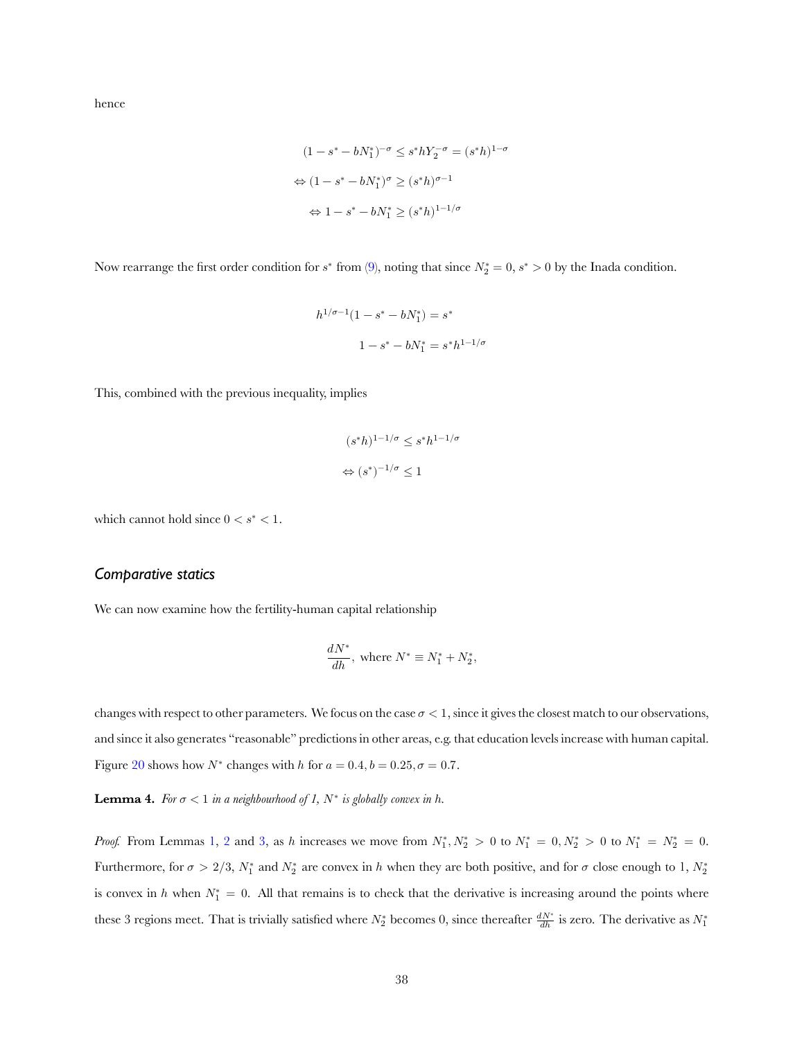hence

$$(1 - s^* - bN_1^*)^{-\sigma} \leq s^* h Y_2^{-\sigma} = (s^* h)^{1-\sigma}$$

$$\Leftrightarrow (1 - s^* - bN_1^*)^{\sigma} \geq (s^* h)^{\sigma - 1}$$

$$\Leftrightarrow 1 - s^* - bN_1^* \geq (s^* h)^{1 - 1/\sigma}$$

Now rearrange the first order condition for $s^*$ from (9), noting that since $N_2^* = 0$, $s^* > 0$ by the Inada condition.

$$h^{1/\sigma - 1}(1 - s^* - bN_1^*) = s^*$$

$$1 - s^* - bN_1^* = s^* h^{1 - 1/\sigma}$$

This, combined with the previous inequality, implies

$$(s^* h)^{1 - 1/\sigma} \leq s^* h^{1 - 1/\sigma}$$

$$\Leftrightarrow (s^*)^{-1/\sigma} \leq 1$$

which cannot hold since $0 < s^* < 1$.

### *Comparative statics*

We can now examine how the fertility-human capital relationship

$$\frac{dN^*}{dh}, \text{ where } N^* \equiv N_1^* + N_2^*,$$

changes with respect to other parameters. We focus on the case $\sigma < 1$, since it gives the closest match to our observations, and since it also generates "reasonable" predictions in other areas, e.g. that education levels increase with human capital. Figure 20 shows how $N^*$ changes with $h$ for $a = 0.4, b = 0.25, \sigma = 0.7$.

**Lemma 4.** *For $\sigma < 1$ in a neighbourhood of 1, $N^*$ is globally convex in $h$.*

*Proof.* From Lemmas 1, 2 and 3, as $h$ increases we move from $N_1^*, N_2^* > 0$ to $N_1^* = 0, N_2^* > 0$ to $N_1^* = N_2^* = 0$. Furthermore, for $\sigma > 2/3$, $N_1^*$ and $N_2^*$ are convex in $h$ when they are both positive, and for $\sigma$ close enough to 1, $N_2^*$ is convex in $h$ when $N_1^* = 0$. All that remains is to check that the derivative is increasing around the points where these 3 regions meet. That is trivially satisfied where $N_2^*$ becomes 0, since thereafter $\frac{dN^*}{dh}$ is zero. The derivative as $N_1^*$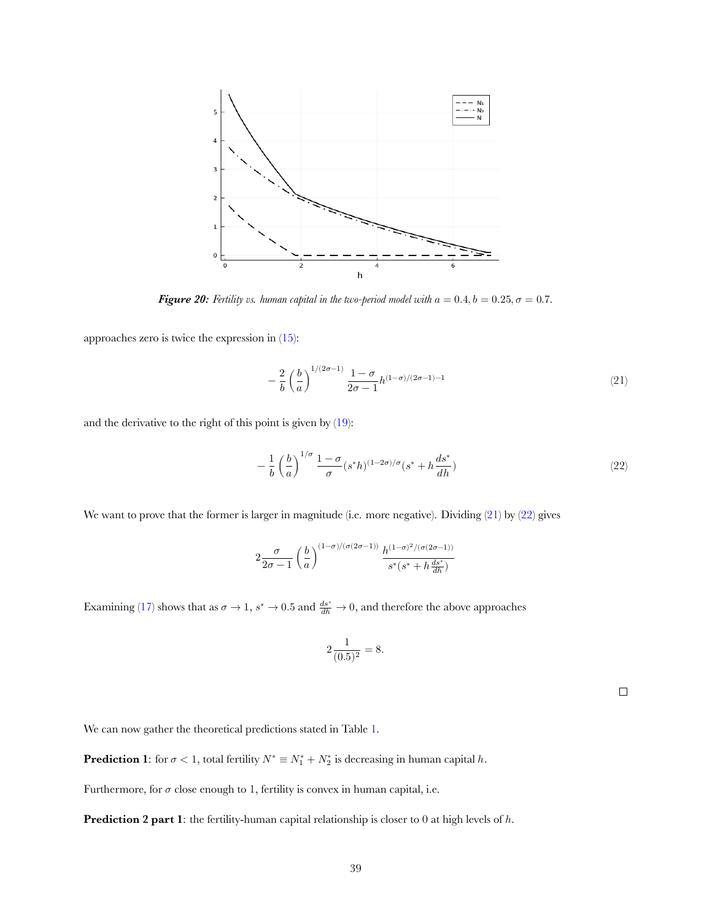*Figure 20: Fertility vs. human capital in the two-period model with $a = 0.4, b = 0.25, \sigma = 0.7$.*

approaches zero is twice the expression in (15):

$$-\frac{2}{b}\left(\frac{b}{a}\right)^{1/(2\sigma-1)}\frac{1-\sigma}{2\sigma-1}h^{(1-\sigma)/(2\sigma-1)-1} \tag{21}$$

and the derivative to the right of this point is given by (19):

$$-\frac{1}{b}\left(\frac{b}{a}\right)^{1/\sigma}\frac{1-\sigma}{\sigma}(s^*h)^{(1-2\sigma)/\sigma}(s^* + h\frac{ds^*}{dh}) \tag{22}$$

We want to prove that the former is larger in magnitude (i.e. more negative). Dividing (21) by (22) gives

$$2\frac{\sigma}{2\sigma-1}\left(\frac{b}{a}\right)^{(1-\sigma)/(\sigma(2\sigma-1))}\frac{h^{(1-\sigma)^2/(\sigma(2\sigma-1))}}{s^*(s^* + h\frac{ds^*}{dh})}$$

Examining (17) shows that as $\sigma \to 1$, $s^* \to 0.5$ and $\frac{ds^*}{dh} \to 0$, and therefore the above approaches

$$2\frac{1}{(0.5)^2} = 8.$$

□

We can now gather the theoretical predictions stated in Table 1.

**Prediction 1**: for $\sigma < 1$, total fertility $N^* \equiv N_1^* + N_2^*$ is decreasing in human capital $h$.

Furthermore, for $\sigma$ close enough to 1, fertility is convex in human capital, i.e.

**Prediction 2 part 1**: the fertility-human capital relationship is closer to 0 at high levels of $h$.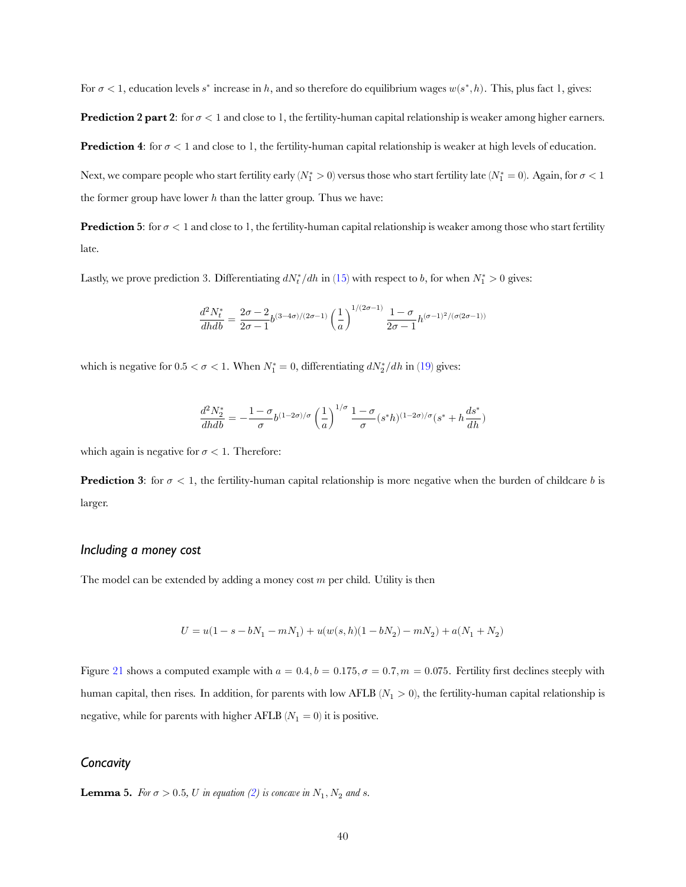For $\sigma < 1$, education levels $s^*$ increase in $h$, and so therefore do equilibrium wages $w(s^*, h)$. This, plus fact 1, gives:

**Prediction 2 part 2**: for $\sigma < 1$ and close to 1, the fertility-human capital relationship is weaker among higher earners.

**Prediction 4**: for $\sigma < 1$ and close to 1, the fertility-human capital relationship is weaker at high levels of education.

Next, we compare people who start fertility early ($N_1^* > 0$) versus those who start fertility late ($N_1^* = 0$). Again, for $\sigma < 1$ the former group have lower $h$ than the latter group. Thus we have:

**Prediction 5**: for $\sigma < 1$ and close to 1, the fertility-human capital relationship is weaker among those who start fertility late.

Lastly, we prove prediction 3. Differentiating $dN_t^*/dh$ in (15) with respect to $b$, for when $N_1^* > 0$ gives:

$$\frac{d^2 N_t^*}{dhdb} = \frac{2\sigma - 2}{2\sigma - 1} b^{(3-4\sigma)/(2\sigma-1)} \left(\frac{1}{a}\right)^{1/(2\sigma-1)} \frac{1-\sigma}{2\sigma-1} h^{(\sigma-1)^2/(\sigma(2\sigma-1))}$$

which is negative for $0.5 < \sigma < 1$. When $N_1^* = 0$, differentiating $dN_2^*/dh$ in (19) gives:

$$\frac{d^2 N_2^*}{dhdb} = -\frac{1-\sigma}{\sigma} b^{(1-2\sigma)/\sigma} \left(\frac{1}{a}\right)^{1/\sigma} \frac{1-\sigma}{\sigma} (s^* h)^{(1-2\sigma)/\sigma} (s^* + h\frac{ds^*}{dh})$$

which again is negative for $\sigma < 1$. Therefore:

**Prediction 3**: for $\sigma < 1$, the fertility-human capital relationship is more negative when the burden of childcare $b$ is larger.

## *Including a money cost*

The model can be extended by adding a money cost $m$ per child. Utility is then

$$U = u(1 - s - bN_1 - mN_1) + u(w(s, h)(1 - bN_2) - mN_2) + a(N_1 + N_2)$$

Figure 21 shows a computed example with $a = 0.4, b = 0.175, \sigma = 0.7, m = 0.075$. Fertility first declines steeply with human capital, then rises. In addition, for parents with low AFLB ($N_1 > 0$), the fertility-human capital relationship is negative, while for parents with higher AFLB ($N_1 = 0$) it is positive.

## *Concavity*

**Lemma 5.** *For $\sigma > 0.5$, $U$ in equation (2) is concave in $N_1, N_2$ and $s$.*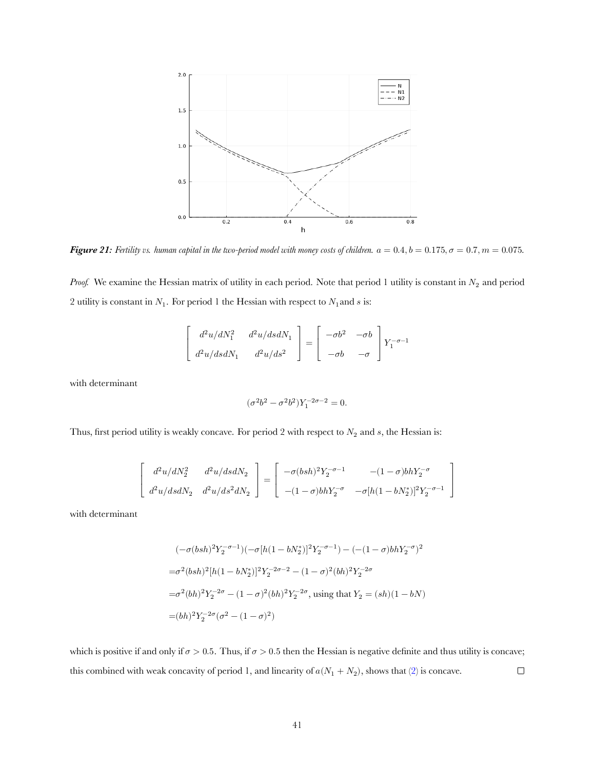**Figure 21:** *Fertility vs. human capital in the two-period model with money costs of children.* $a = 0.4, b = 0.175, \sigma = 0.7, m = 0.075$.

*Proof.* We examine the Hessian matrix of utility in each period. Note that period 1 utility is constant in $N_2$ and period 2 utility is constant in $N_1$. For period 1 the Hessian with respect to $N_1$ and $s$ is:

$$\begin{bmatrix} d^2u/dN_1^2 & d^2u/dsdN_1 \\ d^2u/dsdN_1 & d^2u/ds^2 \end{bmatrix} = \begin{bmatrix} -\sigma b^2 & -\sigma b \\ -\sigma b & -\sigma \end{bmatrix} Y_1^{-\sigma-1}$$

with determinant

$$(\sigma^2 b^2 - \sigma^2 b^2) Y_1^{-2\sigma-2} = 0.$$

Thus, first period utility is weakly concave. For period 2 with respect to $N_2$ and $s$, the Hessian is:

$$\begin{bmatrix} d^2u/dN_2^2 & d^2u/dsdN_2 \\ d^2u/dsdN_2 & d^2u/ds^2dN_2 \end{bmatrix} = \begin{bmatrix} -\sigma(bsh)^2 Y_2^{-\sigma-1} & -(1-\sigma)bhY_2^{-\sigma} \\ -(1-\sigma)bhY_2^{-\sigma} & -\sigma[h(1-bN_2^*)]^2 Y_2^{-\sigma-1} \end{bmatrix}$$

with determinant

$$\begin{aligned}
&(-\sigma(bsh)^2 Y_2^{-\sigma-1})(-\sigma[h(1-bN_2^*)]^2 Y_2^{-\sigma-1}) - (-(1-\sigma)bhY_2^{-\sigma})^2 \\
=&\sigma^2(bsh)^2[h(1-bN_2^*)]^2 Y_2^{-2\sigma-2} - (1-\sigma)^2(bh)^2 Y_2^{-2\sigma} \\
=&\sigma^2(bh)^2 Y_2^{-2\sigma} - (1-\sigma)^2(bh)^2 Y_2^{-2\sigma}, \text{ using that } Y_2 = (sh)(1-bN) \\
=&(bh)^2 Y_2^{-2\sigma}(\sigma^2 - (1-\sigma)^2)
\end{aligned}$$

which is positive if and only if $\sigma > 0.5$. Thus, if $\sigma > 0.5$ then the Hessian is negative definite and thus utility is concave; this combined with weak concavity of period 1, and linearity of $a(N_1 + N_2)$, shows that (2) is concave. □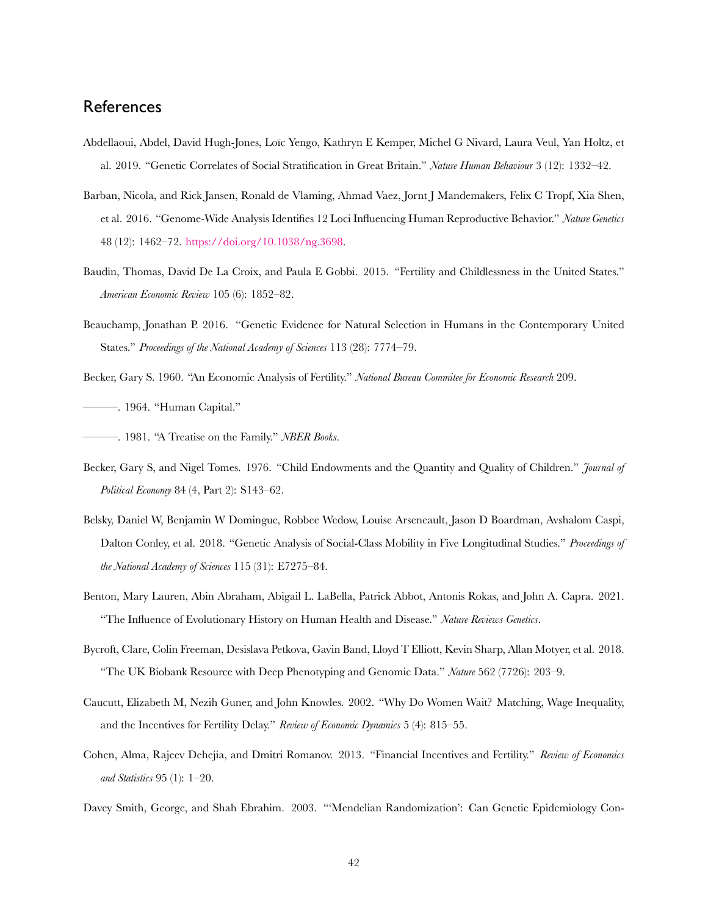## References

Abdellaoui, Abdel, David Hugh-Jones, Loïc Yengo, Kathryn E Kemper, Michel G Nivard, Laura Veul, Yan Holtz, et al. 2019. "Genetic Correlates of Social Stratification in Great Britain." *Nature Human Behaviour* 3 (12): 1332–42.

Barban, Nicola, and Rick Jansen, Ronald de Vlaming, Ahmad Vaez, Jornt J Mandemakers, Felix C Tropf, Xia Shen, et al. 2016. "Genome-Wide Analysis Identifies 12 Loci Influencing Human Reproductive Behavior." *Nature Genetics* 48 (12): 1462–72. https://doi.org/10.1038/ng.3698.

Baudin, Thomas, David De La Croix, and Paula E Gobbi. 2015. "Fertility and Childlessness in the United States." *American Economic Review* 105 (6): 1852–82.

Beauchamp, Jonathan P. 2016. "Genetic Evidence for Natural Selection in Humans in the Contemporary United States." *Proceedings of the National Academy of Sciences* 113 (28): 7774–79.

Becker, Gary S. 1960. "An Economic Analysis of Fertility." *National Bureau Commitee for Economic Research* 209.

———. 1964. "Human Capital."

———. 1981. "A Treatise on the Family." *NBER Books*.

Becker, Gary S, and Nigel Tomes. 1976. "Child Endowments and the Quantity and Quality of Children." *Journal of Political Economy* 84 (4, Part 2): S143–62.

Belsky, Daniel W, Benjamin W Domingue, Robbee Wedow, Louise Arseneault, Jason D Boardman, Avshalom Caspi, Dalton Conley, et al. 2018. "Genetic Analysis of Social-Class Mobility in Five Longitudinal Studies." *Proceedings of the National Academy of Sciences* 115 (31): E7275–84.

Benton, Mary Lauren, Abin Abraham, Abigail L. LaBella, Patrick Abbot, Antonis Rokas, and John A. Capra. 2021. "The Influence of Evolutionary History on Human Health and Disease." *Nature Reviews Genetics*.

Bycroft, Clare, Colin Freeman, Desislava Petkova, Gavin Band, Lloyd T Elliott, Kevin Sharp, Allan Motyer, et al. 2018. "The UK Biobank Resource with Deep Phenotyping and Genomic Data." *Nature* 562 (7726): 203–9.

Caucutt, Elizabeth M, Nezih Guner, and John Knowles. 2002. "Why Do Women Wait? Matching, Wage Inequality, and the Incentives for Fertility Delay." *Review of Economic Dynamics* 5 (4): 815–55.

Cohen, Alma, Rajeev Dehejia, and Dmitri Romanov. 2013. "Financial Incentives and Fertility." *Review of Economics and Statistics* 95 (1): 1–20.

Davey Smith, George, and Shah Ebrahim. 2003. "'Mendelian Randomization': Can Genetic Epidemiology Con-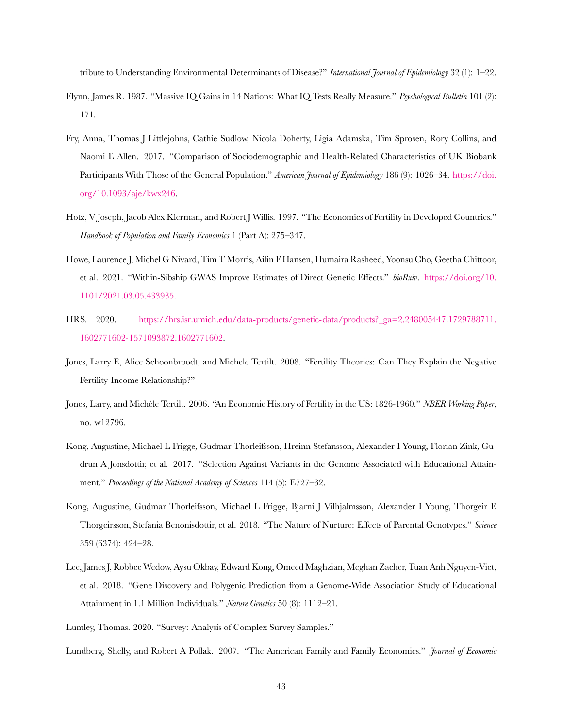tribute to Understanding Environmental Determinants of Disease?" *International Journal of Epidemiology* 32 (1): 1–22.

Flynn, James R. 1987. "Massive IQ Gains in 14 Nations: What IQ Tests Really Measure." *Psychological Bulletin* 101 (2): 171.

Fry, Anna, Thomas J Littlejohns, Cathie Sudlow, Nicola Doherty, Ligia Adamska, Tim Sprosen, Rory Collins, and Naomi E Allen. 2017. "Comparison of Sociodemographic and Health-Related Characteristics of UK Biobank Participants With Those of the General Population." *American Journal of Epidemiology* 186 (9): 1026–34. https://doi.org/10.1093/aje/kwx246.

Hotz, V Joseph, Jacob Alex Klerman, and Robert J Willis. 1997. "The Economics of Fertility in Developed Countries." *Handbook of Population and Family Economics* 1 (Part A): 275–347.

Howe, Laurence J, Michel G Nivard, Tim T Morris, Ailin F Hansen, Humaira Rasheed, Yoonsu Cho, Geetha Chittoor, et al. 2021. "Within-Sibship GWAS Improve Estimates of Direct Genetic Effects." *bioRxiv*. https://doi.org/10.1101/2021.03.05.433935.

HRS. 2020. https://hrs.isr.umich.edu/data-products/genetic-data/products?_ga=2.248005447.1729788711.1602771602-1571093872.1602771602.

Jones, Larry E, Alice Schoonbroodt, and Michele Tertilt. 2008. "Fertility Theories: Can They Explain the Negative Fertility-Income Relationship?"

Jones, Larry, and Michèle Tertilt. 2006. "An Economic History of Fertility in the US: 1826-1960." *NBER Working Paper*, no. w12796.

Kong, Augustine, Michael L Frigge, Gudmar Thorleifsson, Hreinn Stefansson, Alexander I Young, Florian Zink, Gudrun A Jonsdottir, et al. 2017. "Selection Against Variants in the Genome Associated with Educational Attainment." *Proceedings of the National Academy of Sciences* 114 (5): E727–32.

Kong, Augustine, Gudmar Thorleifsson, Michael L Frigge, Bjarni J Vilhjalmsson, Alexander I Young, Thorgeir E Thorgeirsson, Stefania Benonisdottir, et al. 2018. "The Nature of Nurture: Effects of Parental Genotypes." *Science* 359 (6374): 424–28.

Lee, James J, Robbee Wedow, Aysu Okbay, Edward Kong, Omeed Maghzian, Meghan Zacher, Tuan Anh Nguyen-Viet, et al. 2018. "Gene Discovery and Polygenic Prediction from a Genome-Wide Association Study of Educational Attainment in 1.1 Million Individuals." *Nature Genetics* 50 (8): 1112–21.

Lumley, Thomas. 2020. "Survey: Analysis of Complex Survey Samples."

Lundberg, Shelly, and Robert A Pollak. 2007. "The American Family and Family Economics." *Journal of Economic*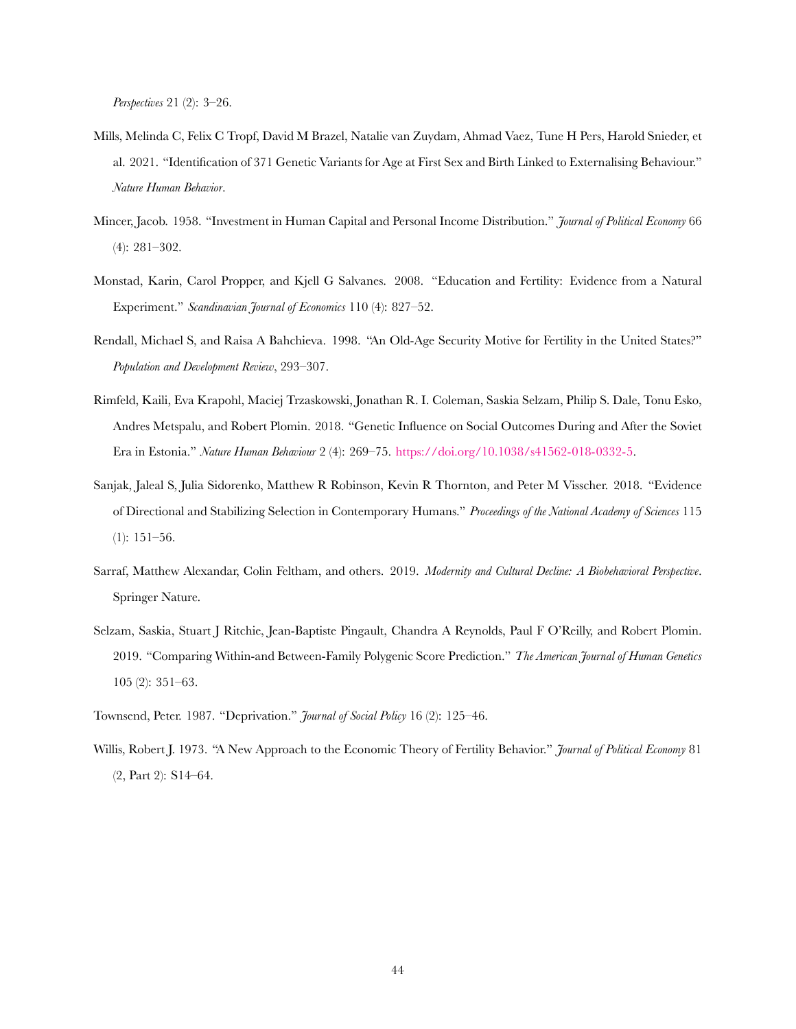*Perspectives* 21 (2): 3–26.

Mills, Melinda C, Felix C Tropf, David M Brazel, Natalie van Zuydam, Ahmad Vaez, Tune H Pers, Harold Snieder, et al. 2021. "Identification of 371 Genetic Variants for Age at First Sex and Birth Linked to Externalising Behaviour." *Nature Human Behavior*.

Mincer, Jacob. 1958. "Investment in Human Capital and Personal Income Distribution." *Journal of Political Economy* 66 (4): 281–302.

Monstad, Karin, Carol Propper, and Kjell G Salvanes. 2008. "Education and Fertility: Evidence from a Natural Experiment." *Scandinavian Journal of Economics* 110 (4): 827–52.

Rendall, Michael S, and Raisa A Bahchieva. 1998. "An Old-Age Security Motive for Fertility in the United States?" *Population and Development Review*, 293–307.

Rimfeld, Kaili, Eva Krapohl, Maciej Trzaskowski, Jonathan R. I. Coleman, Saskia Selzam, Philip S. Dale, Tonu Esko, Andres Metspalu, and Robert Plomin. 2018. "Genetic Influence on Social Outcomes During and After the Soviet Era in Estonia." *Nature Human Behaviour* 2 (4): 269–75. https://doi.org/10.1038/s41562-018-0332-5.

Sanjak, Jaleal S, Julia Sidorenko, Matthew R Robinson, Kevin R Thornton, and Peter M Visscher. 2018. "Evidence of Directional and Stabilizing Selection in Contemporary Humans." *Proceedings of the National Academy of Sciences* 115 (1): 151–56.

Sarraf, Matthew Alexandar, Colin Feltham, and others. 2019. *Modernity and Cultural Decline: A Biobehavioral Perspective*. Springer Nature.

Selzam, Saskia, Stuart J Ritchie, Jean-Baptiste Pingault, Chandra A Reynolds, Paul F O'Reilly, and Robert Plomin. 2019. "Comparing Within-and Between-Family Polygenic Score Prediction." *The American Journal of Human Genetics* 105 (2): 351–63.

Townsend, Peter. 1987. "Deprivation." *Journal of Social Policy* 16 (2): 125–46.

Willis, Robert J. 1973. "A New Approach to the Economic Theory of Fertility Behavior." *Journal of Political Economy* 81 (2, Part 2): S14–64.